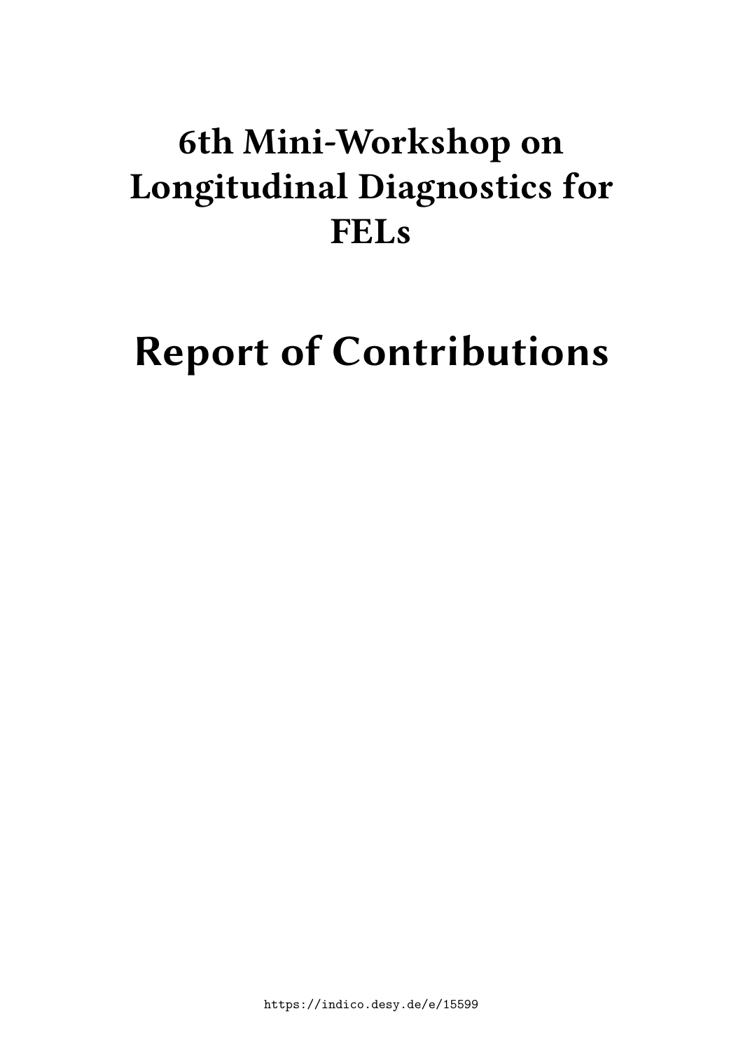# 6th Mini-Workshop on Longitudinal Diagnostics for FELs

# Report of Contributions

https://indico.desy.de/e/15599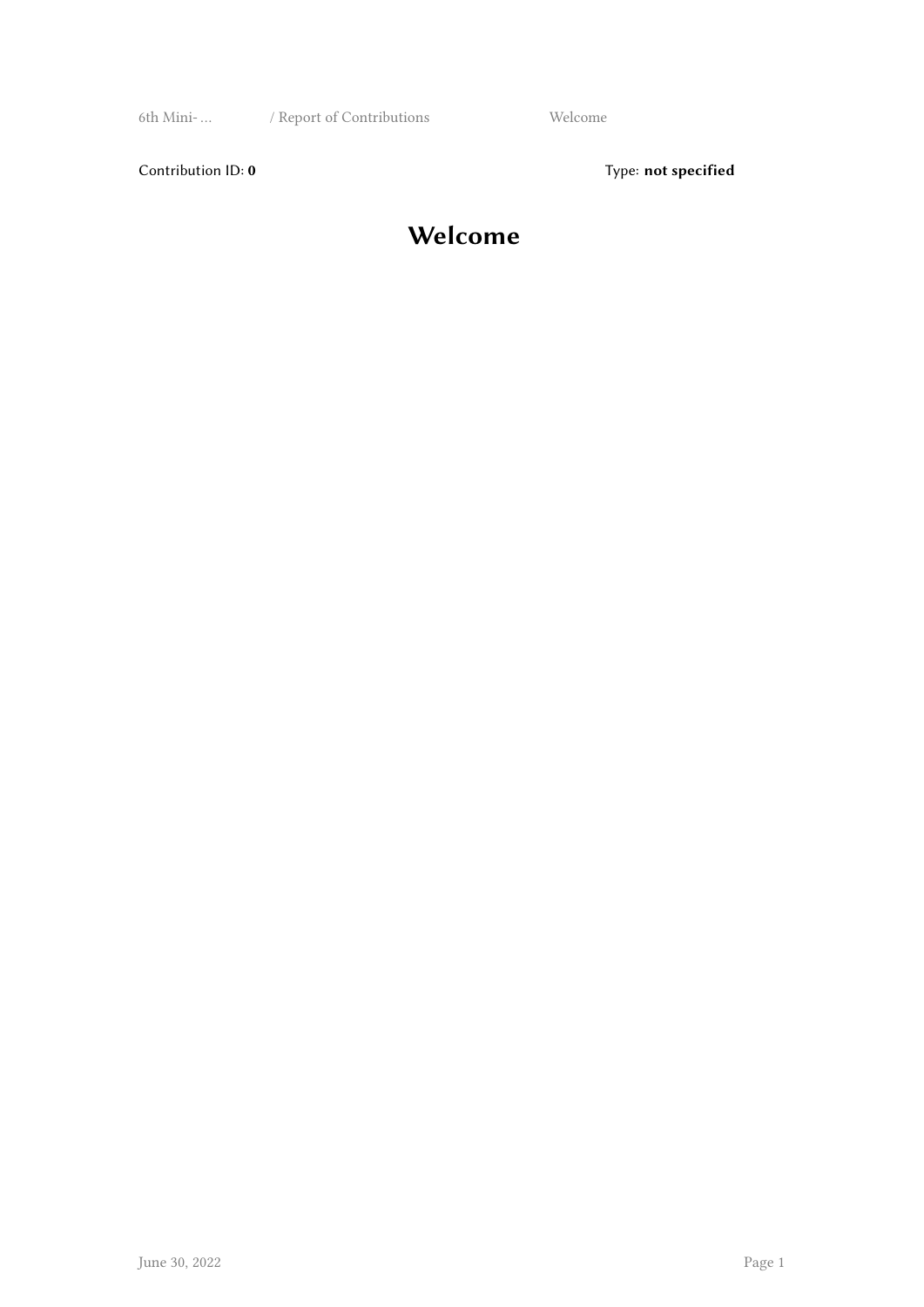Contribution ID: **0**

Type: **not specified**

# Welcome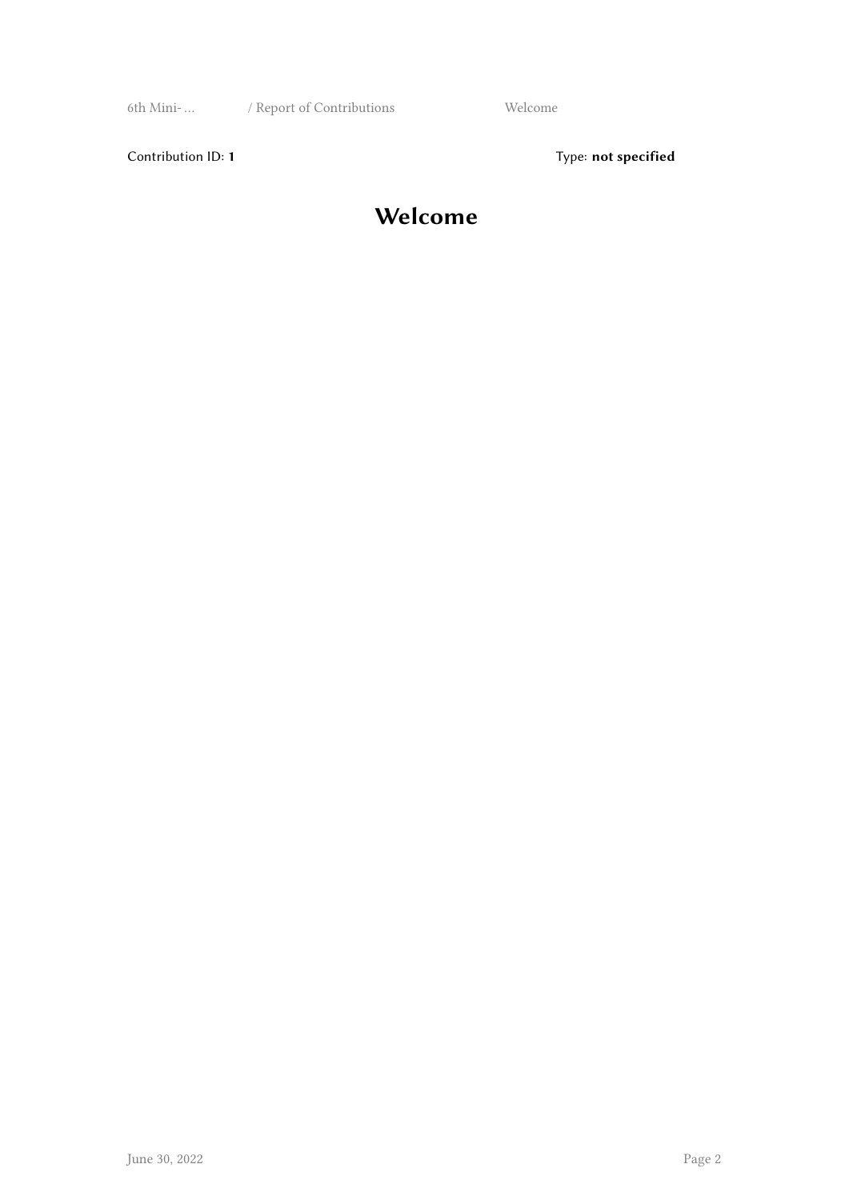Contribution ID: **1** Type: **not specified**

# Welcome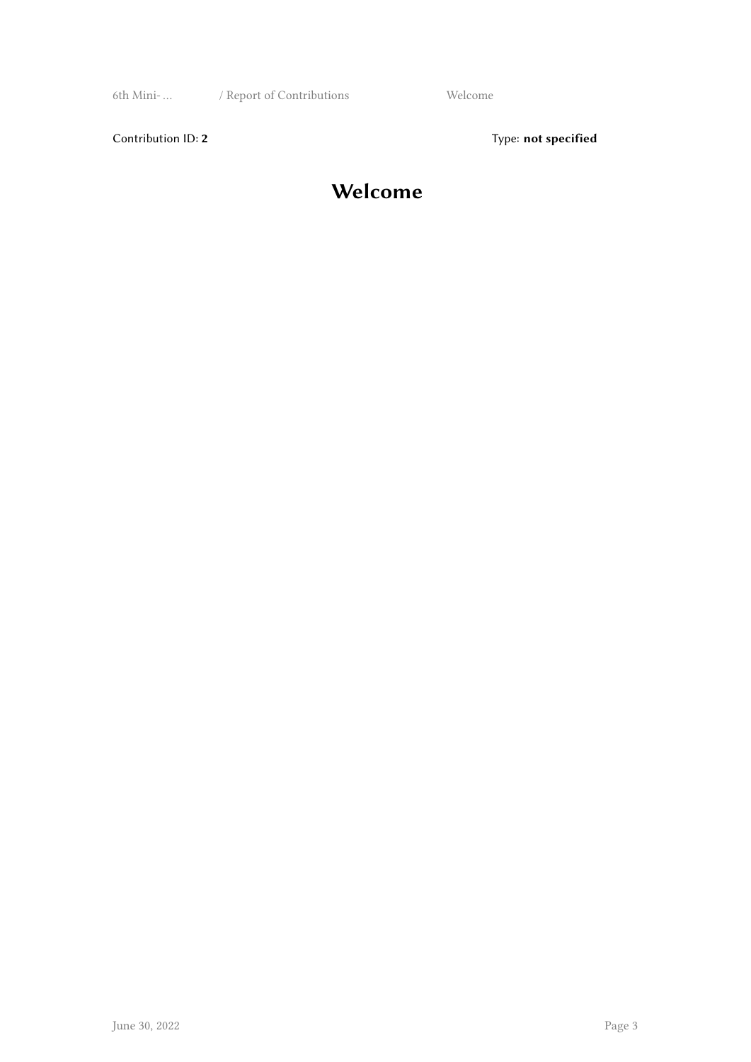Contribution ID: **2**

Type: **not specified**

# Welcome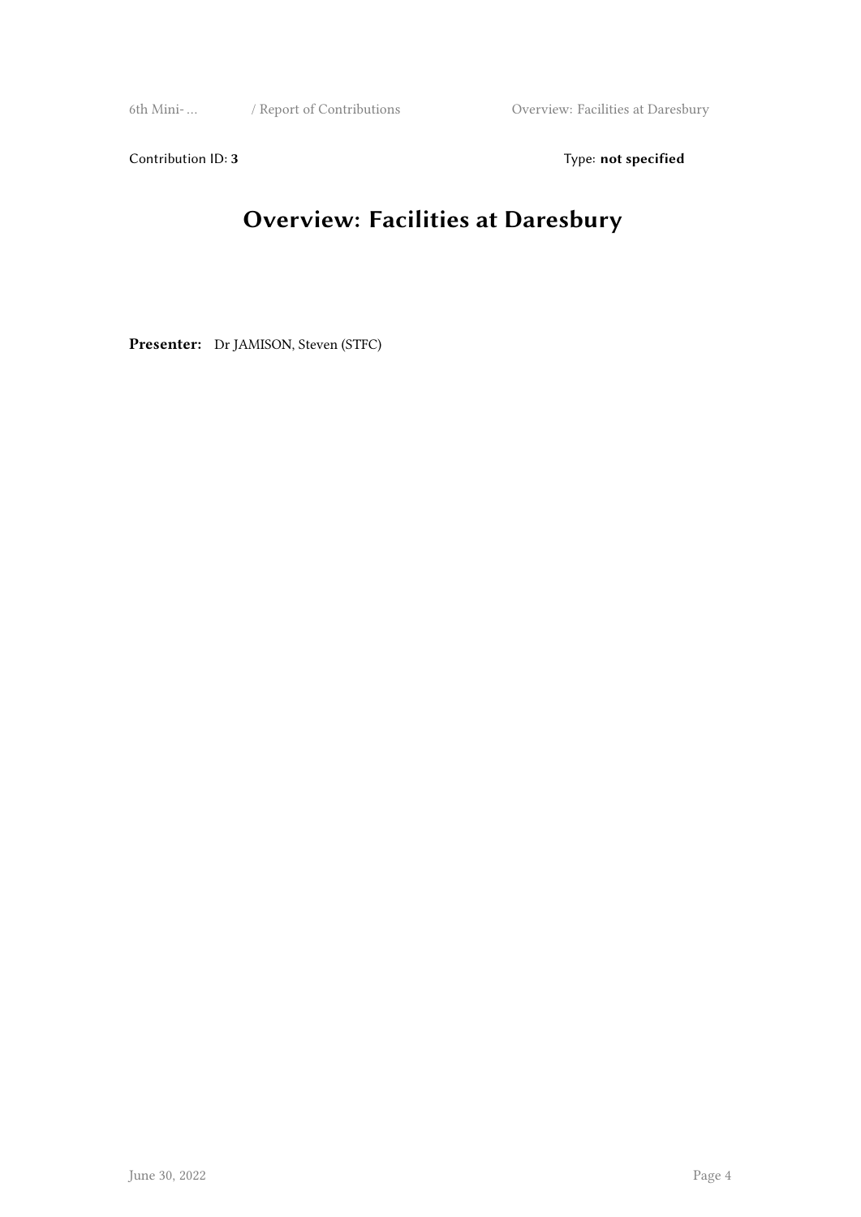Contribution ID: **3** Type: **not specified**

# Overview: Facilities at Daresbury

**Presenter:** Dr JAMISON, Steven (STFC)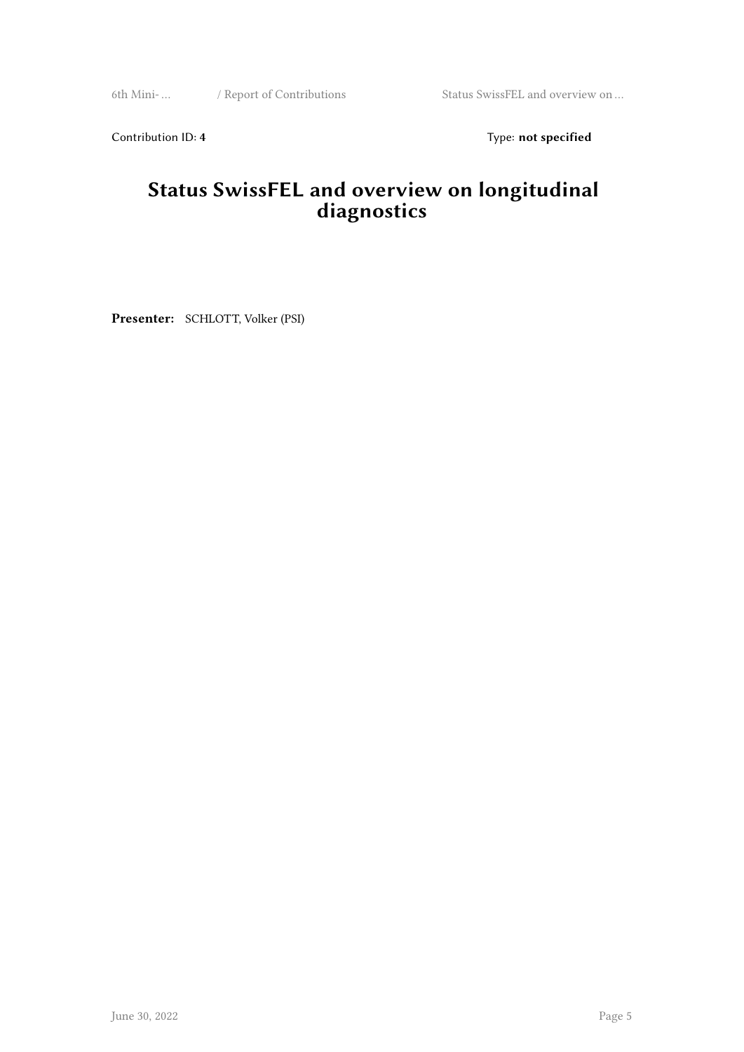Contribution ID: **4** Type: **not specified**

# Status SwissFEL and overview on longitudinal diagnostics

**Presenter:** SCHLOTT, Volker (PSI)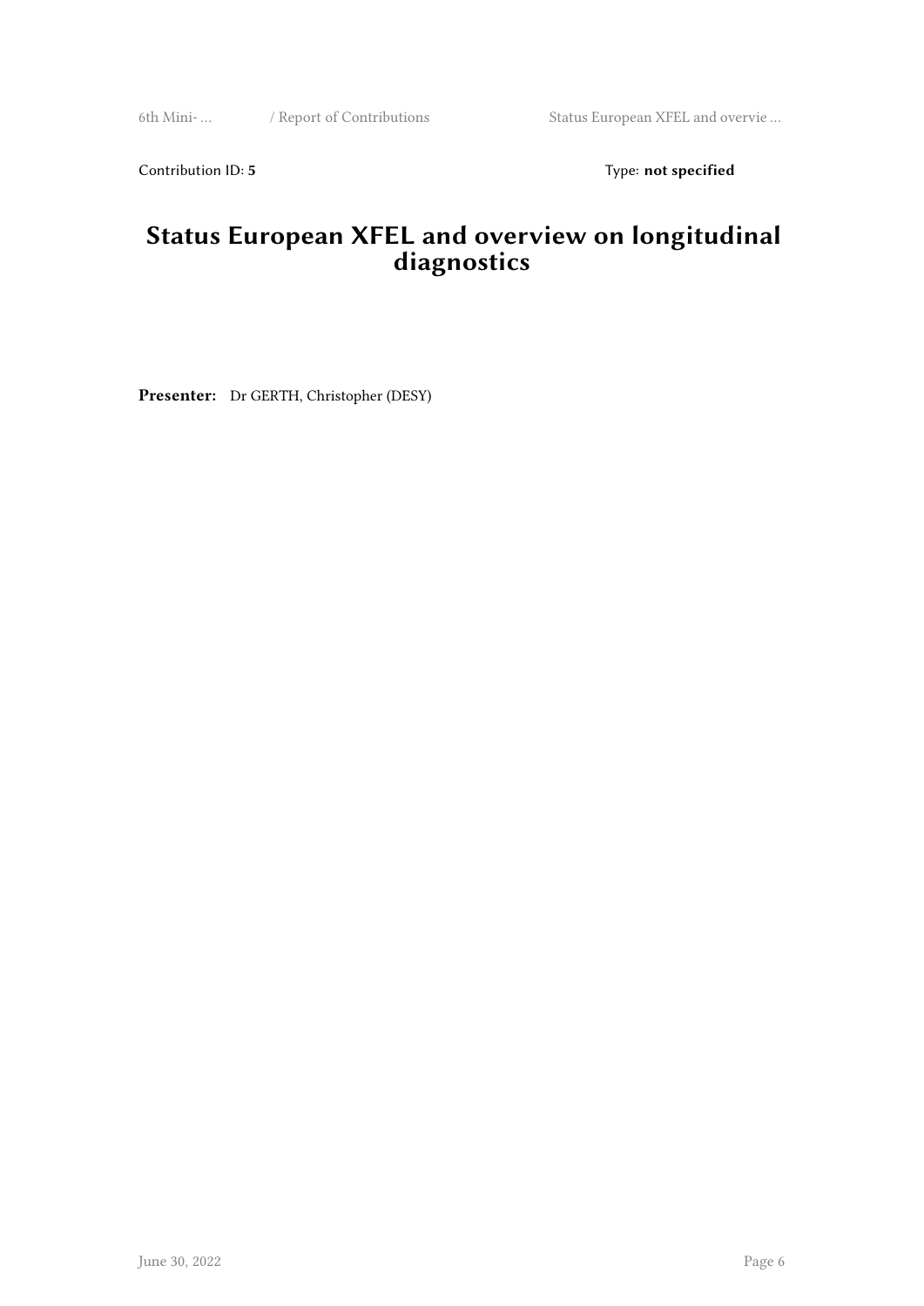Contribution ID: **5** Type: **not specified**

# Status European XFEL and overview on longitudinal diagnostics

**Presenter:** Dr GERTH, Christopher (DESY)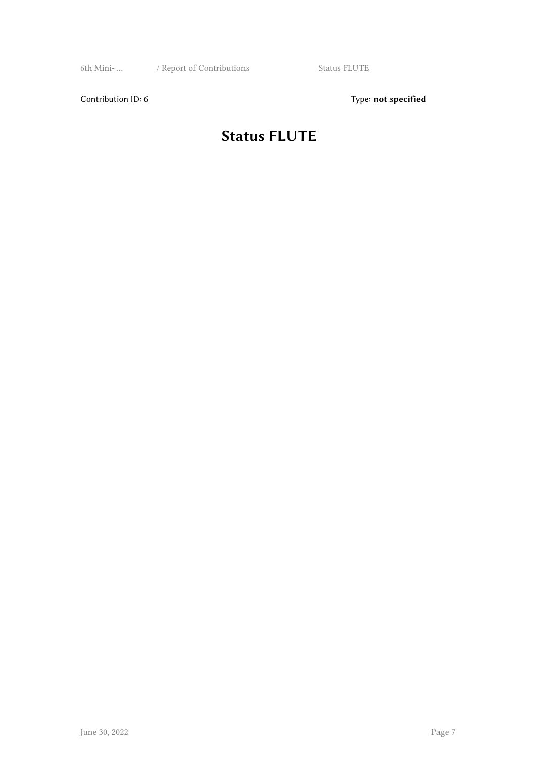Contribution ID: **6** Type: **not specified**

# Status FLUTE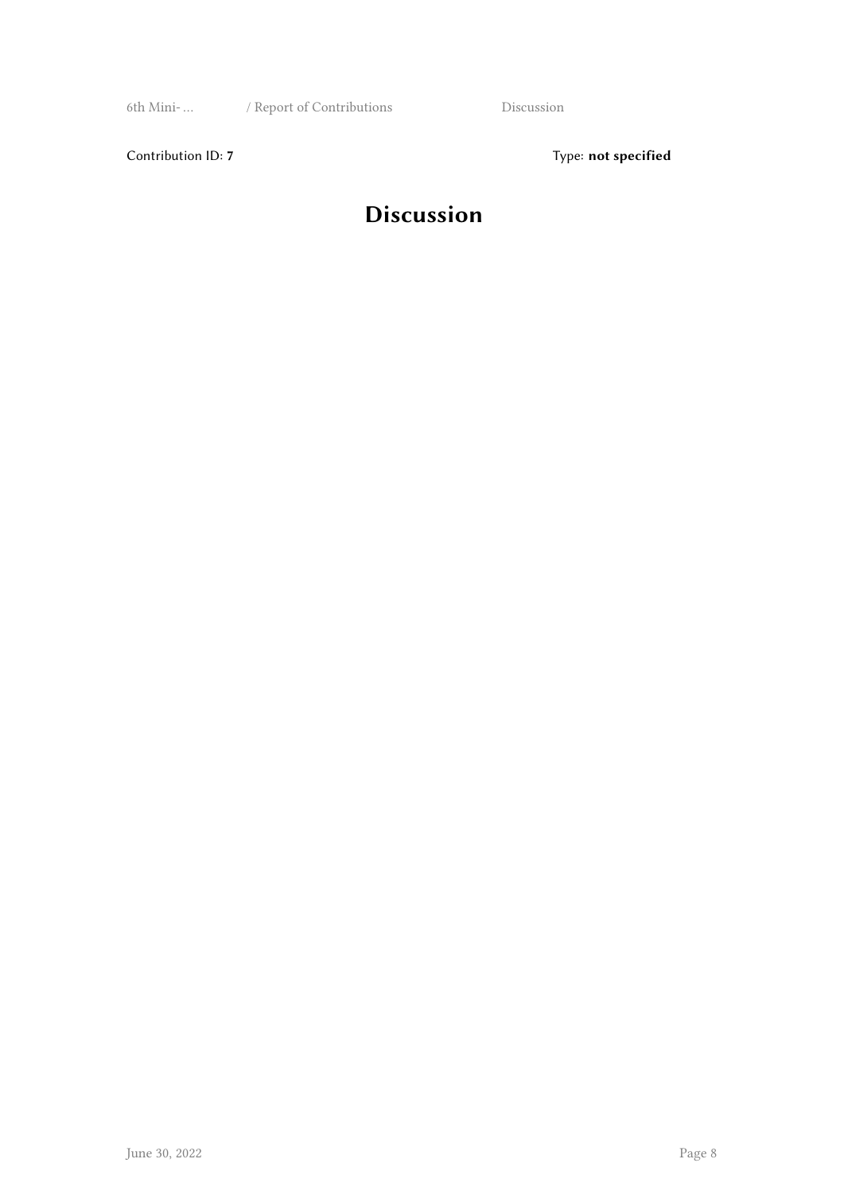Contribution ID: **7**

Type: **not specified**

# Discussion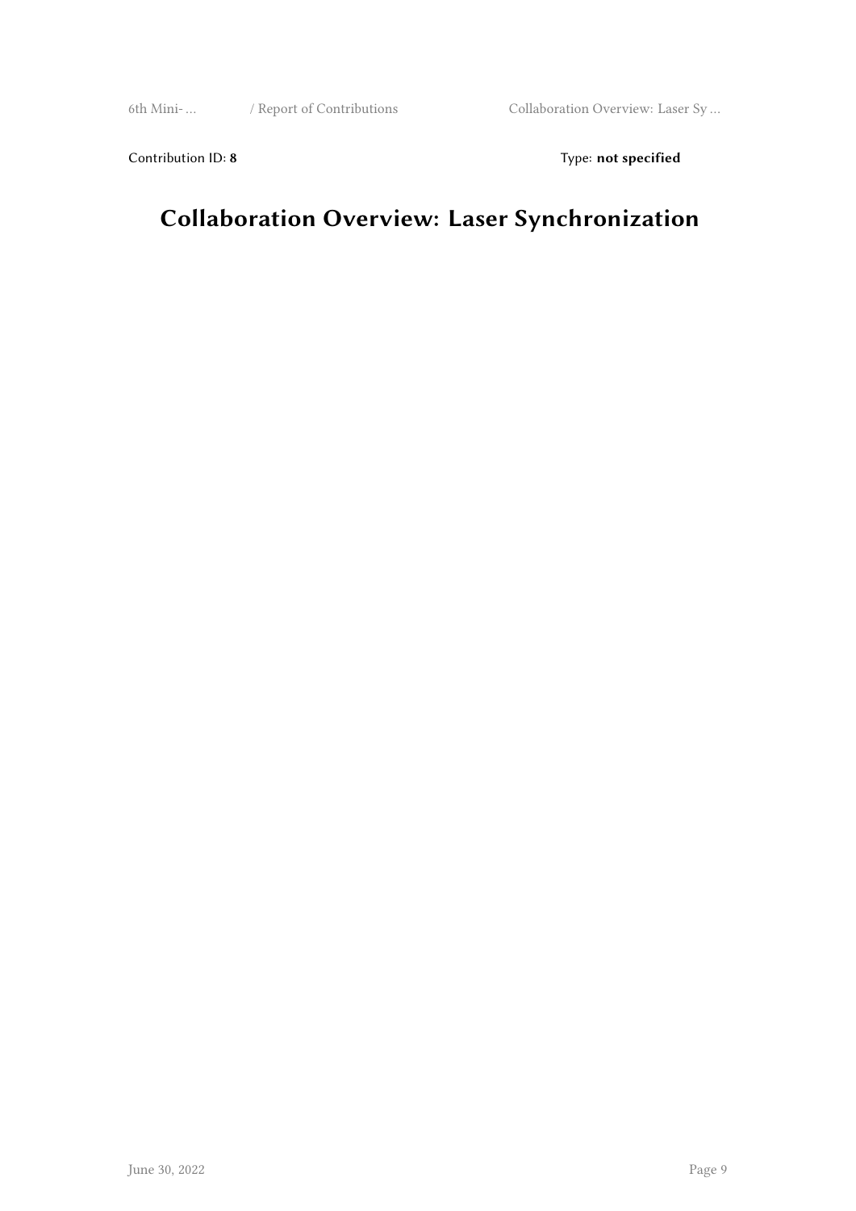Contribution ID: **8** Type: **not specified**

# Collaboration Overview: Laser Synchronization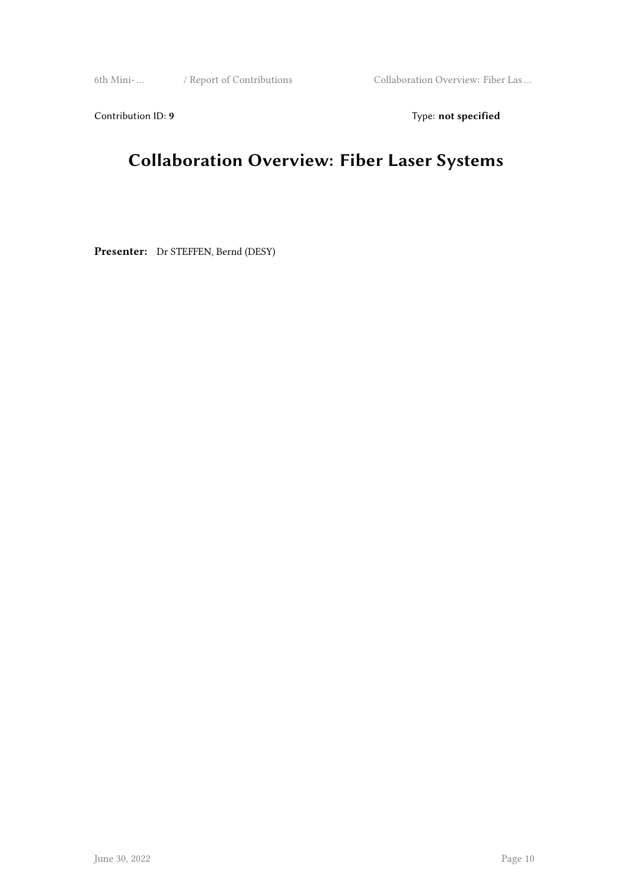Contribution ID: **9**

Type: **not specified**

# Collaboration Overview: Fiber Laser Systems

**Presenter:** Dr STEFFEN, Bernd (DESY)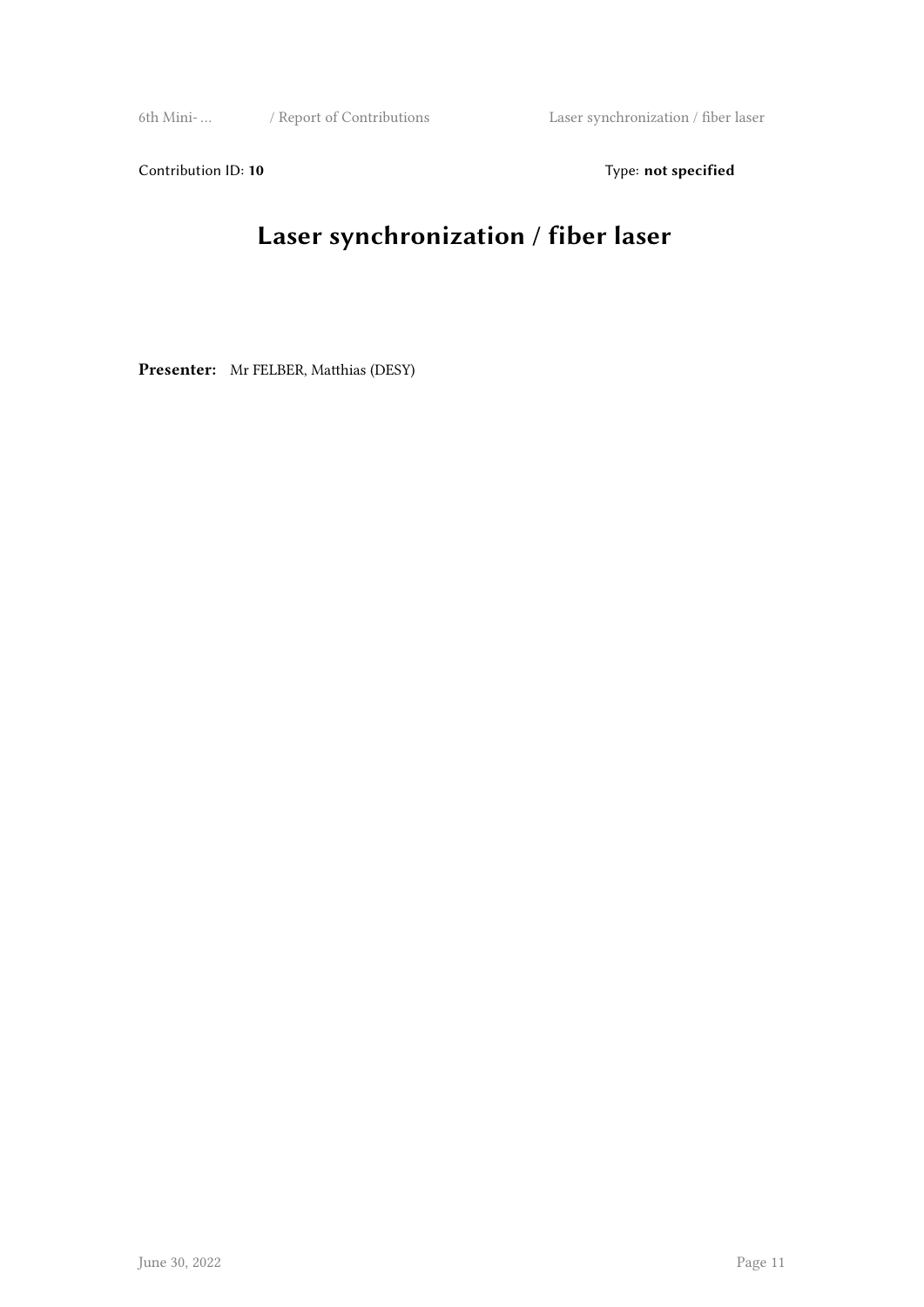Contribution ID: **10**

Type: **not specified**

# Laser synchronization / fiber laser

**Presenter:** Mr FELBER, Matthias (DESY)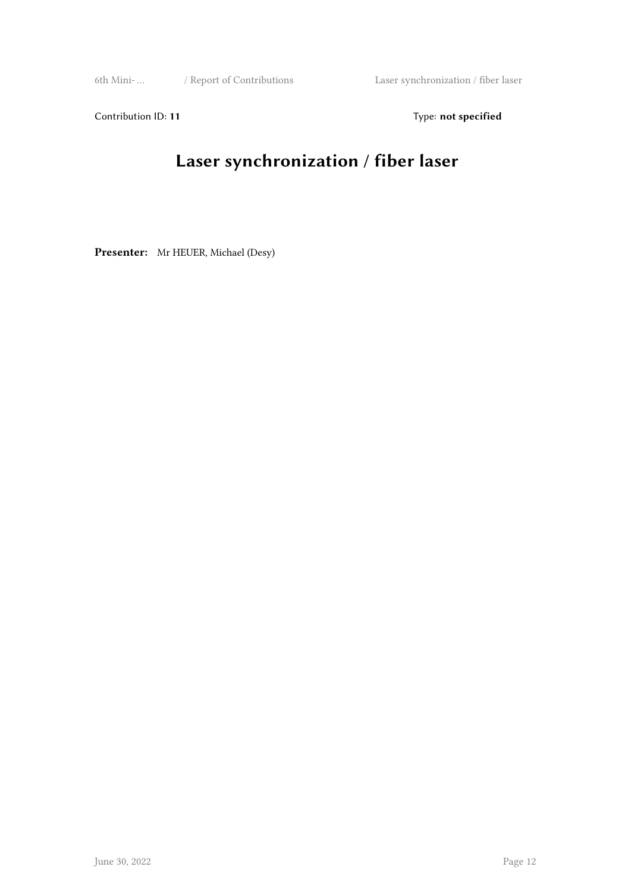Contribution ID: **11** Type: **not specified**

# Laser synchronization / fiber laser

**Presenter:** Mr HEUER, Michael (Desy)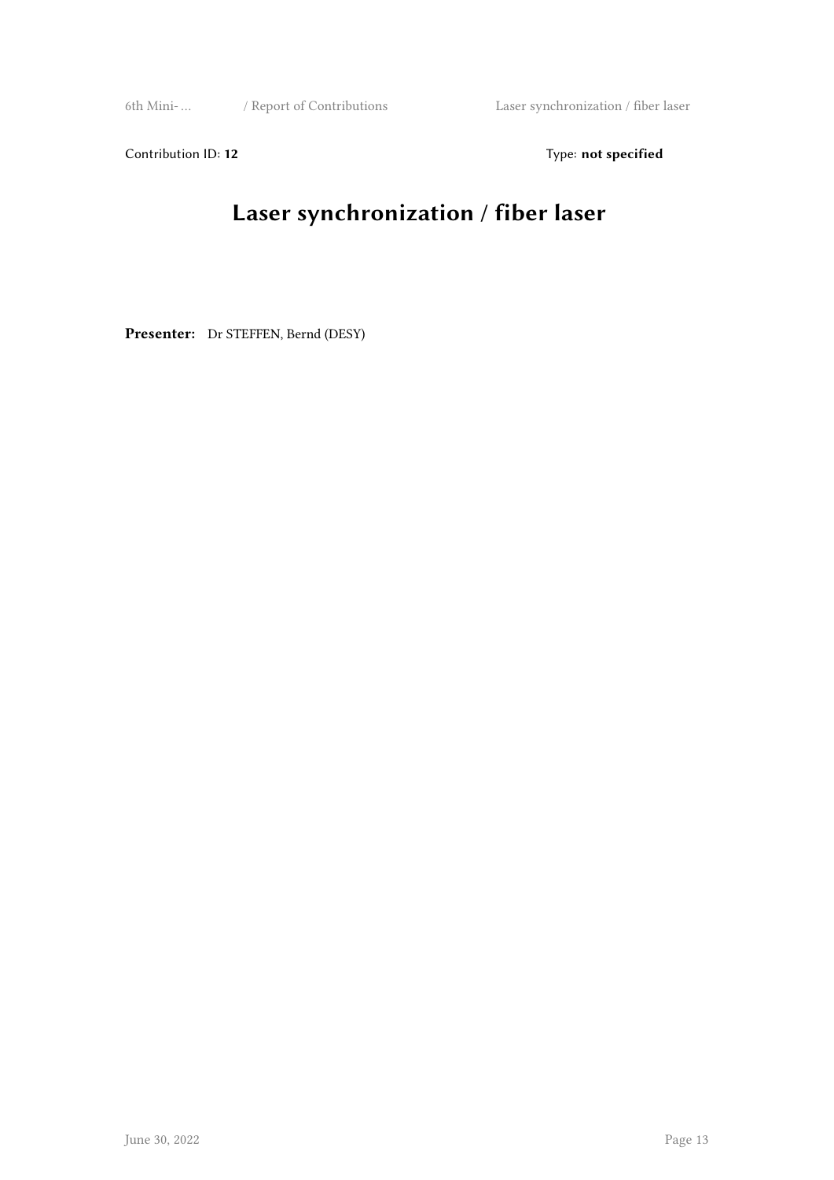Contribution ID: **12** Type: **not specified**

# Laser synchronization / fiber laser

**Presenter:** Dr STEFFEN, Bernd (DESY)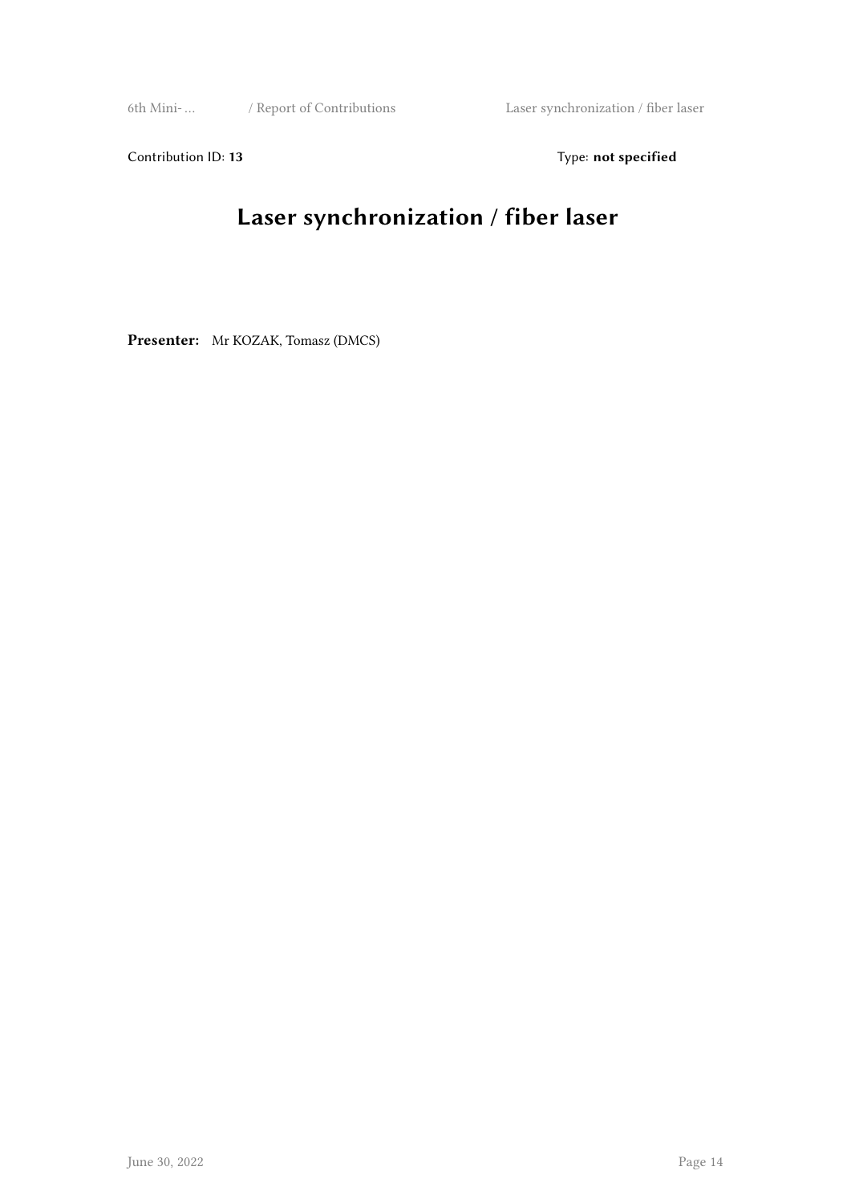Contribution ID: **13** Type: **not specified**

# Laser synchronization / fiber laser

**Presenter:** Mr KOZAK, Tomasz (DMCS)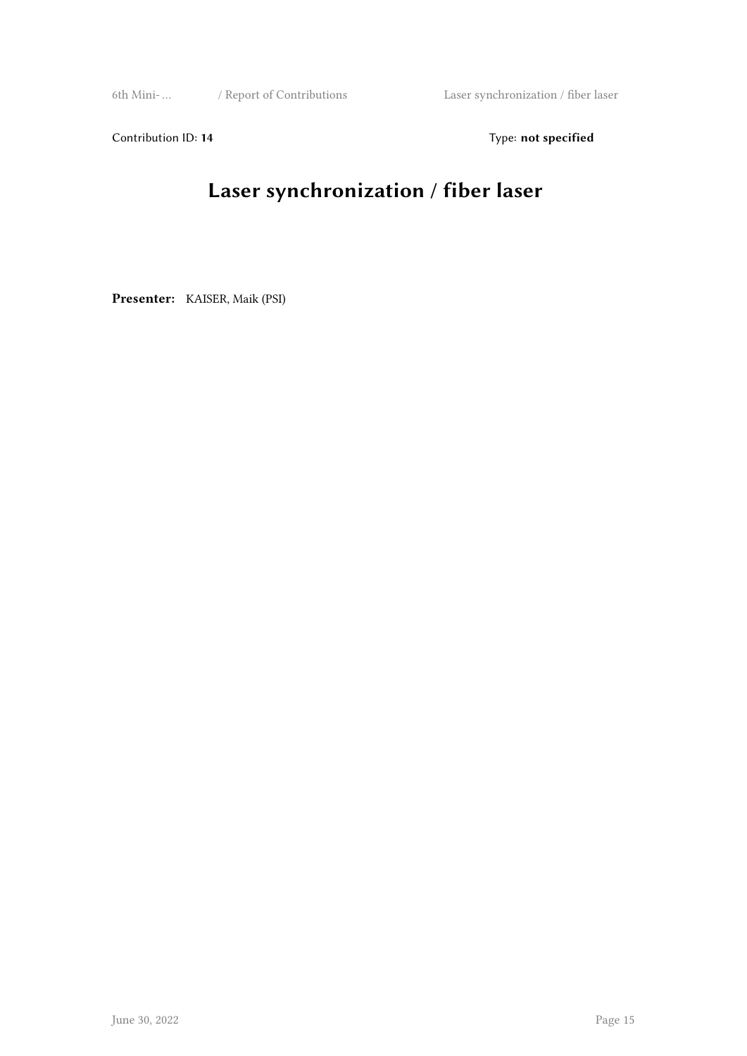Contribution ID: **14**

Type: **not specified**

# Laser synchronization / fiber laser

**Presenter:** KAISER, Maik (PSI)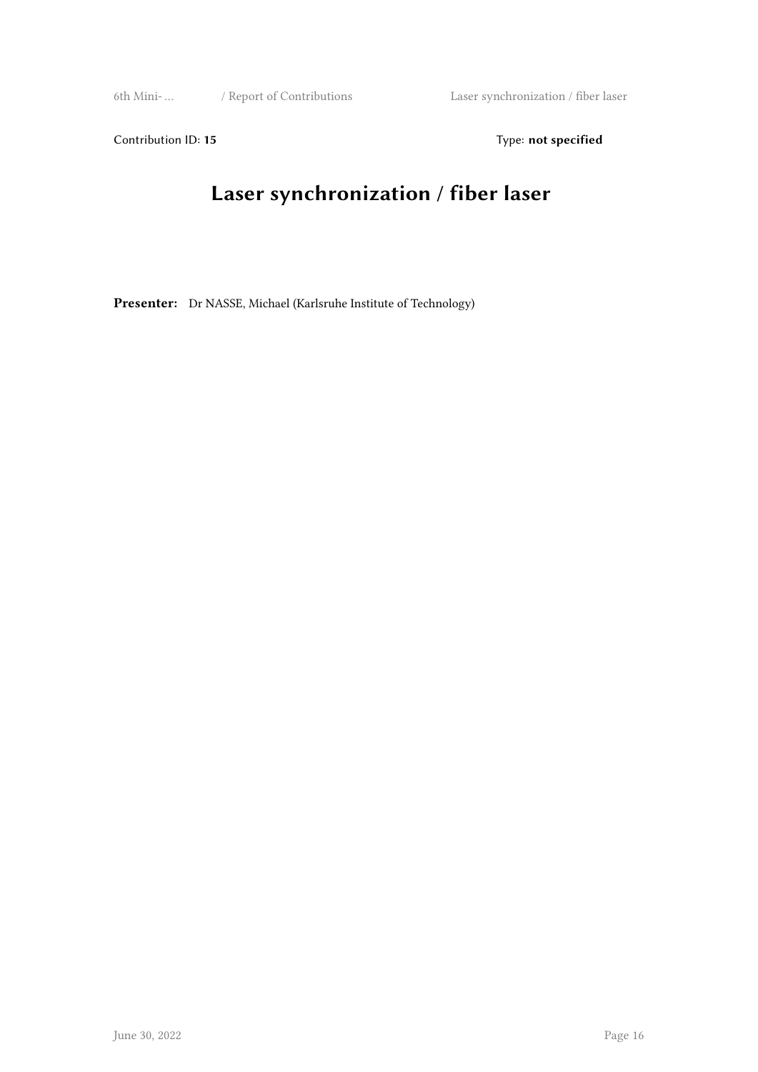Contribution ID: **15** Type: **not specified**

# Laser synchronization / fiber laser

**Presenter:** Dr NASSE, Michael (Karlsruhe Institute of Technology)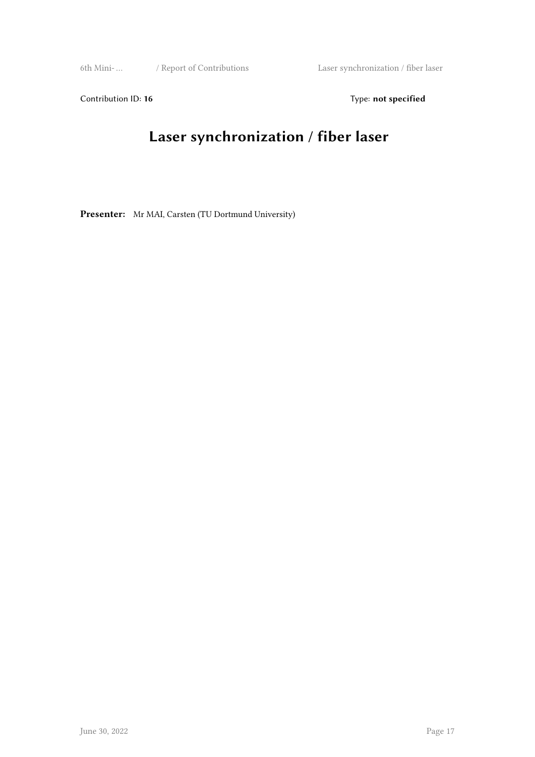Contribution ID: **16**

Type: **not specified**

# Laser synchronization / fiber laser

**Presenter:** Mr MAI, Carsten (TU Dortmund University)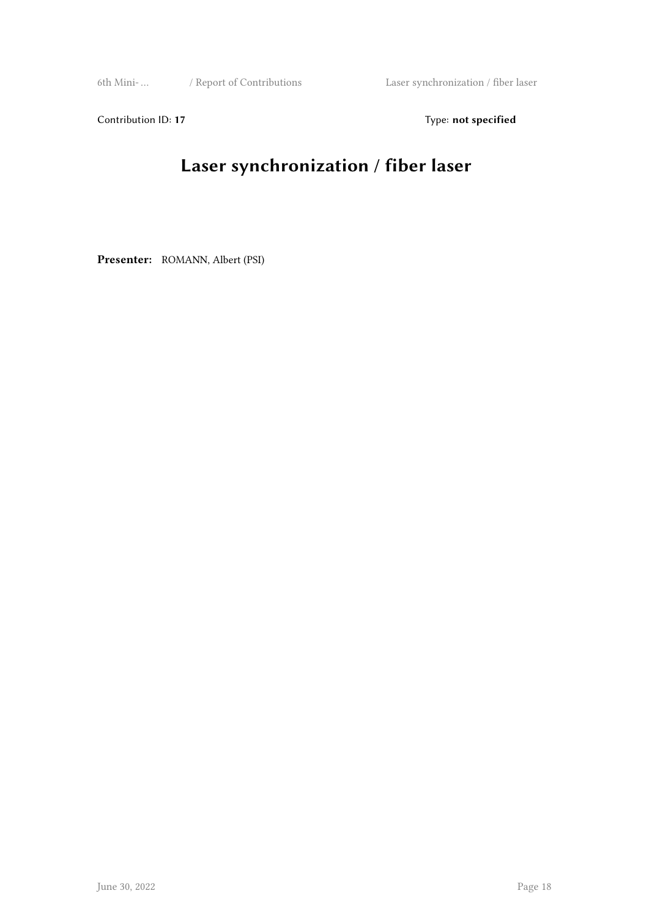Contribution ID: **17** Type: **not specified**

# Laser synchronization / fiber laser

**Presenter:** ROMANN, Albert (PSI)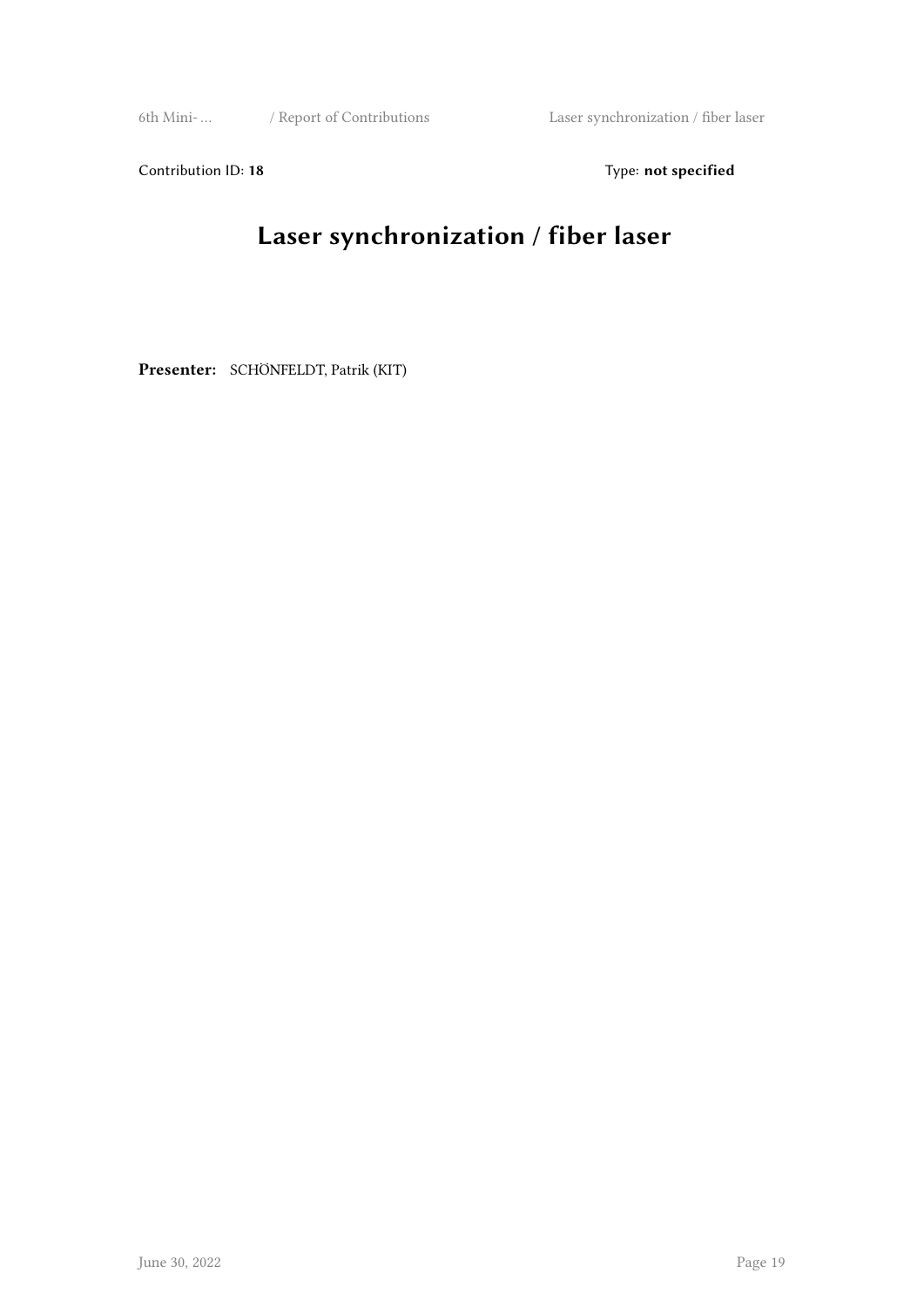Contribution ID: **18** Type: **not specified**

# Laser synchronization / fiber laser

**Presenter:** SCHÖNFELDT, Patrik (KIT)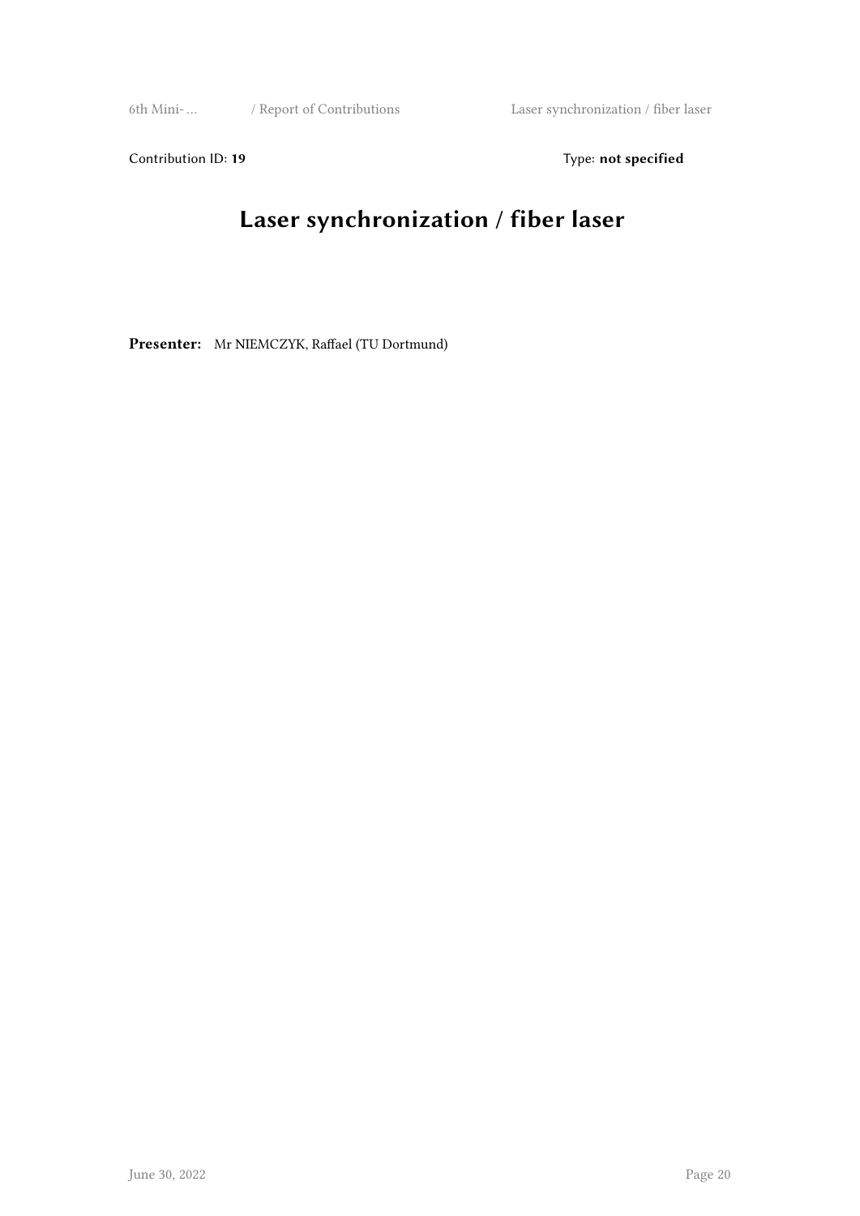Contribution ID: **19**

Type: **not specified**

# Laser synchronization / fiber laser

**Presenter:** Mr NIEMCZYK, Raffael (TU Dortmund)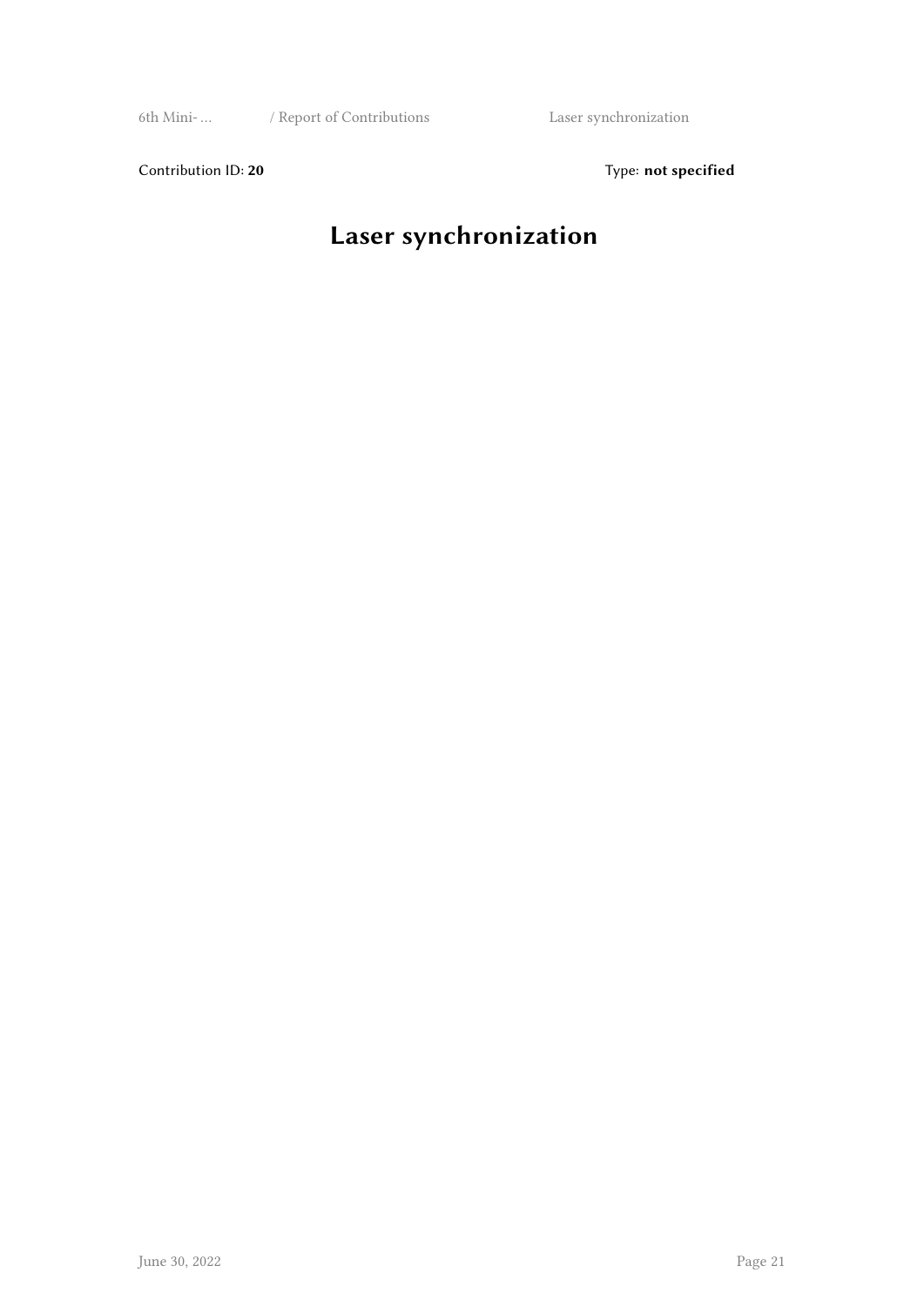Contribution ID: **20** Type: **not specified**

# Laser synchronization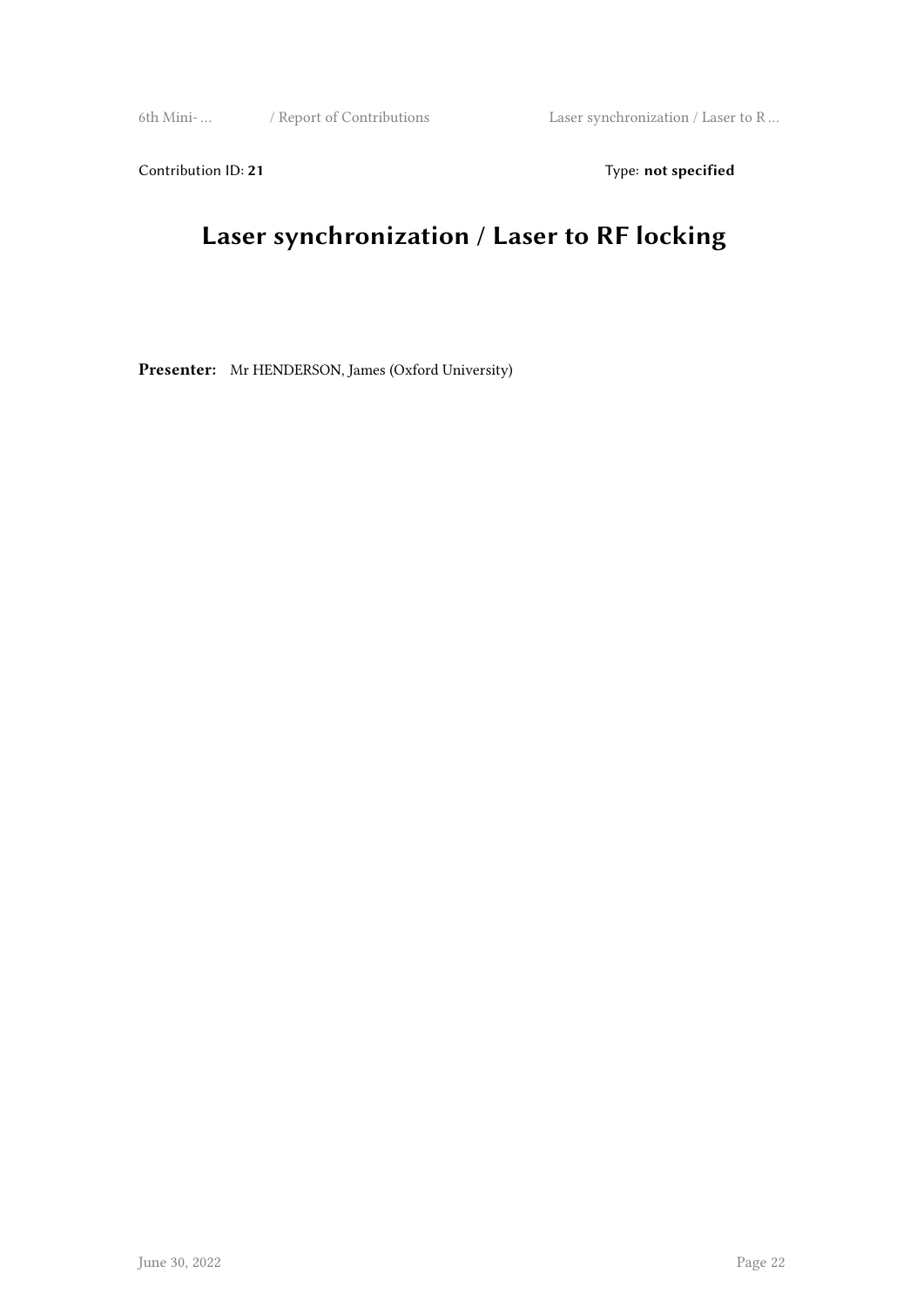Contribution ID: **21**

Type: **not specified**

# Laser synchronization / Laser to RF locking

**Presenter:** Mr HENDERSON, James (Oxford University)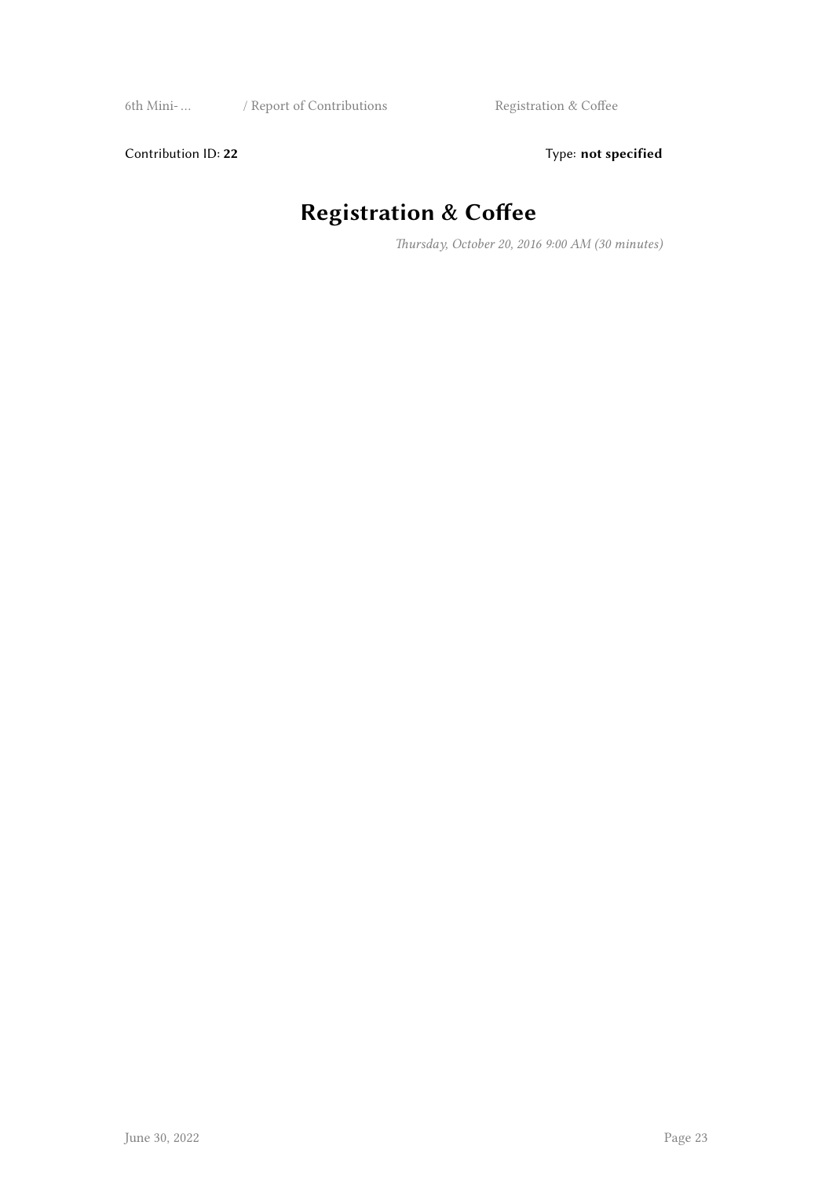Contribution ID: **22** Type: **not specified**

# Registration & Coffee

*Thursday, October 20, 2016 9:00 AM (30 minutes)*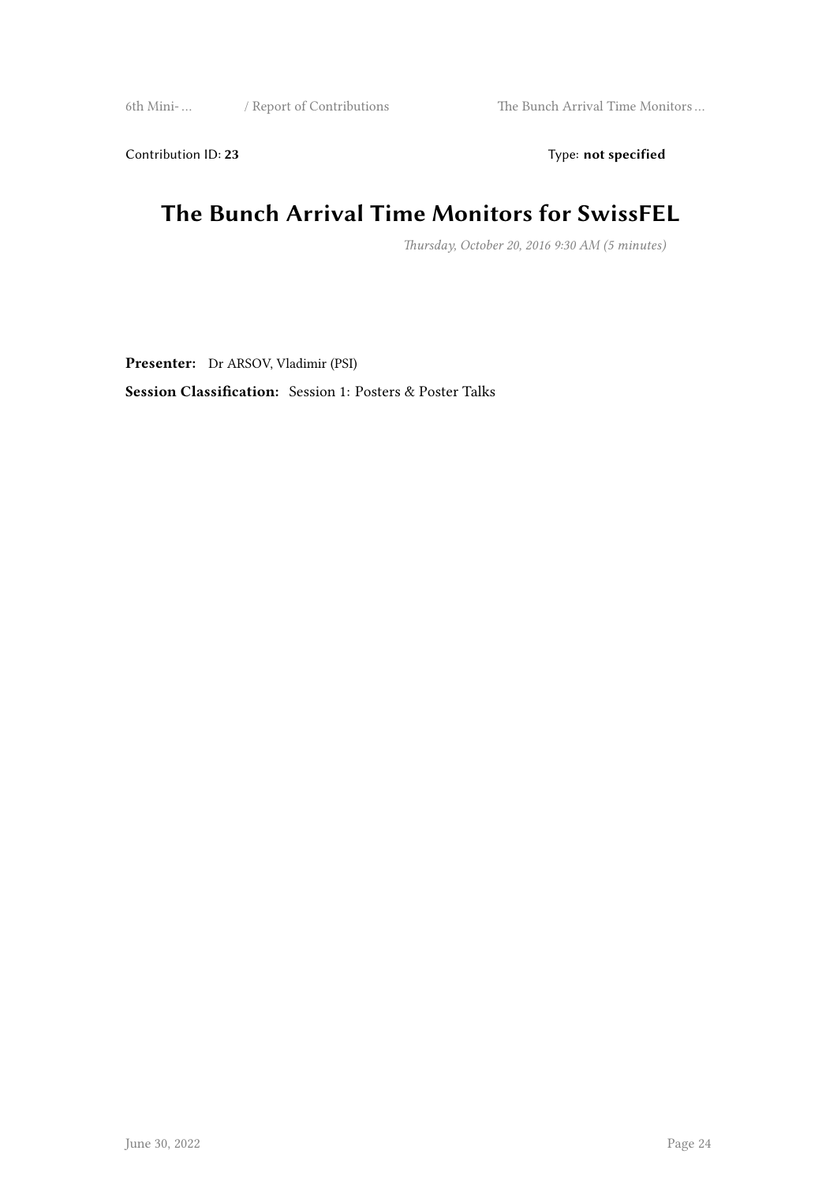Contribution ID: **23** Type: **not specified**

# The Bunch Arrival Time Monitors for SwissFEL

*Thursday, October 20, 2016 9:30 AM (5 minutes)*

**Presenter:** Dr ARSOV, Vladimir (PSI)

**Session Classification:** Session 1: Posters & Poster Talks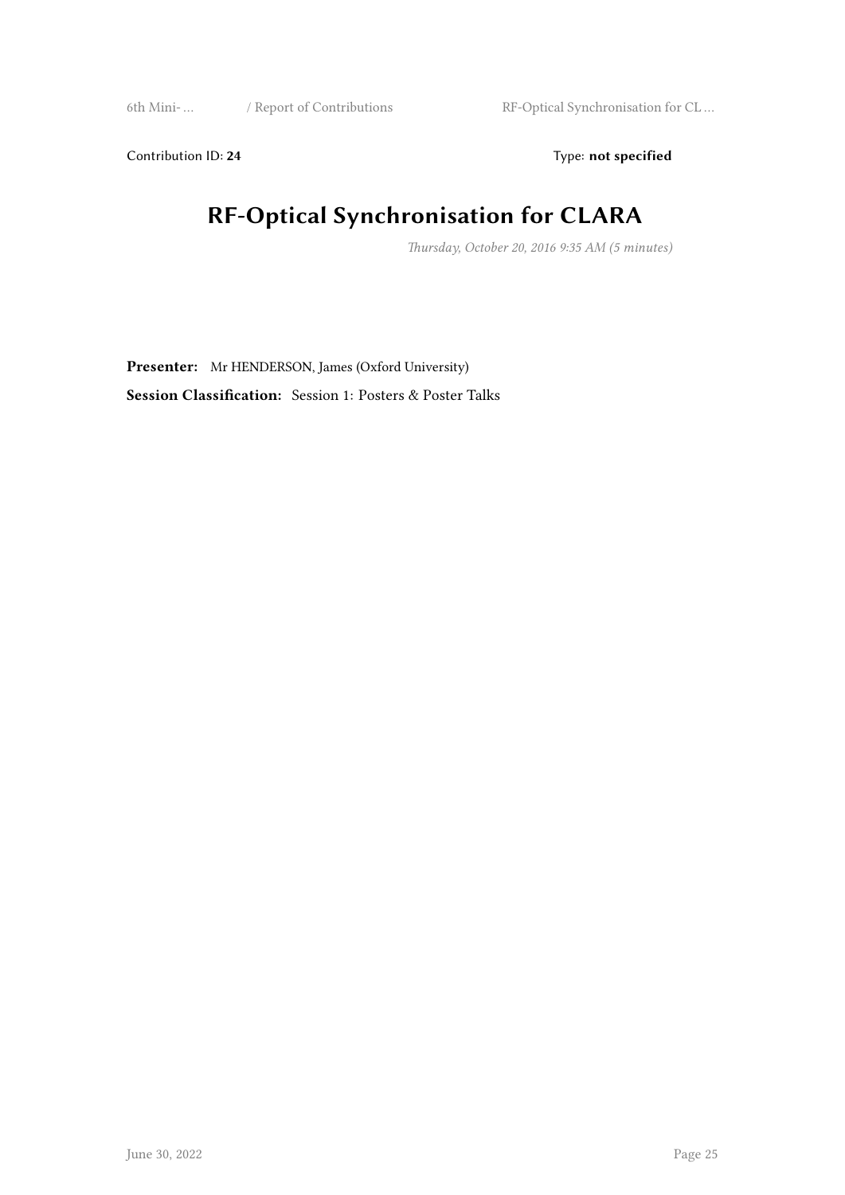Contribution ID: **24** Type: **not specified**

# RF-Optical Synchronisation for CLARA

*Thursday, October 20, 2016 9:35 AM (5 minutes)*

**Presenter:** Mr HENDERSON, James (Oxford University)

**Session Classification:** Session 1: Posters & Poster Talks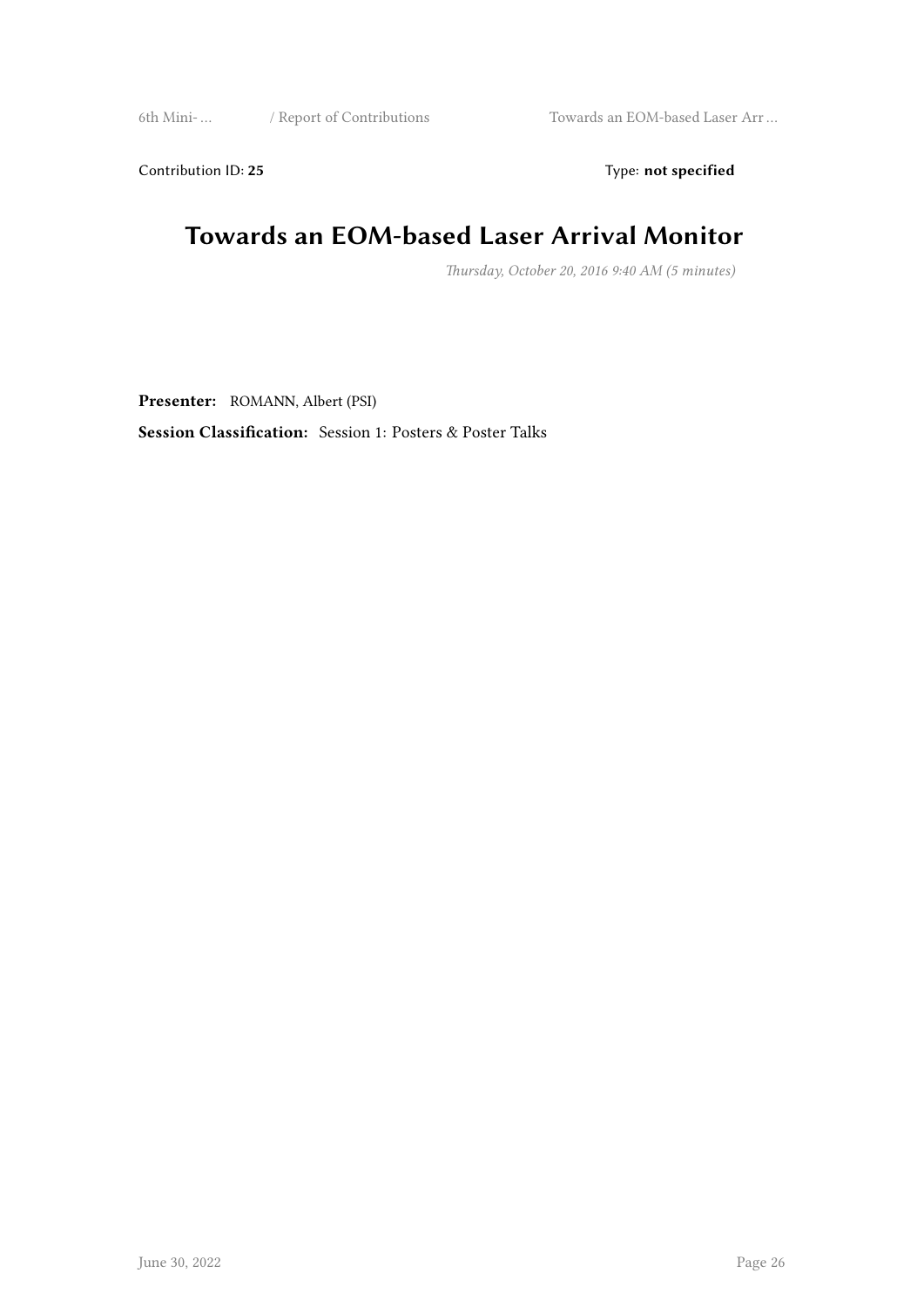Contribution ID: **25** Type: **not specified**

# Towards an EOM-based Laser Arrival Monitor

*Thursday, October 20, 2016 9:40 AM (5 minutes)*

**Presenter:** ROMANN, Albert (PSI)

**Session Classification:** Session 1: Posters & Poster Talks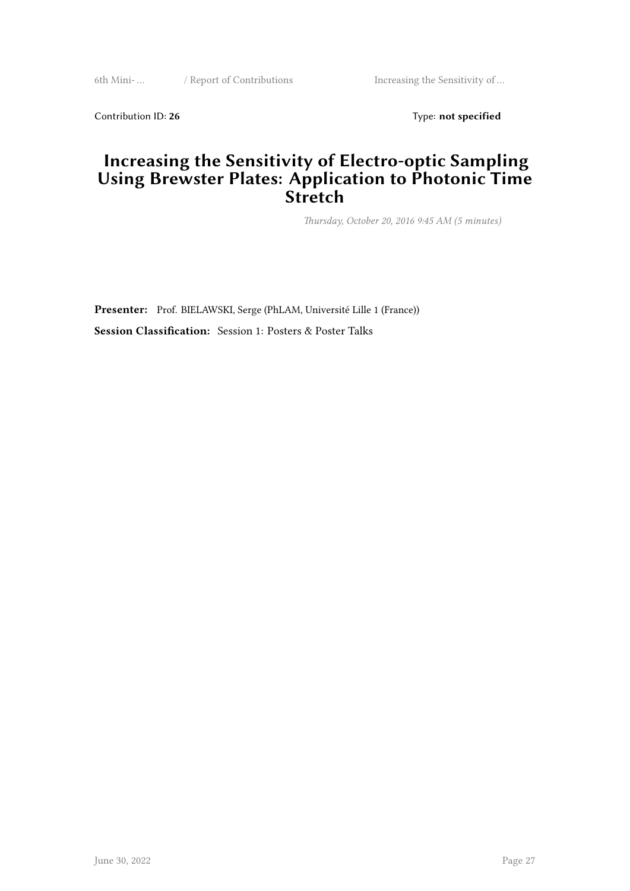Contribution ID: **26** Type: **not specified**

# Increasing the Sensitivity of Electro-optic Sampling Using Brewster Plates: Application to Photonic Time Stretch

*Thursday, October 20, 2016 9:45 AM (5 minutes)*

**Presenter:** Prof. BIELAWSKI, Serge (PhLAM, Université Lille 1 (France))

**Session Classification:** Session 1: Posters & Poster Talks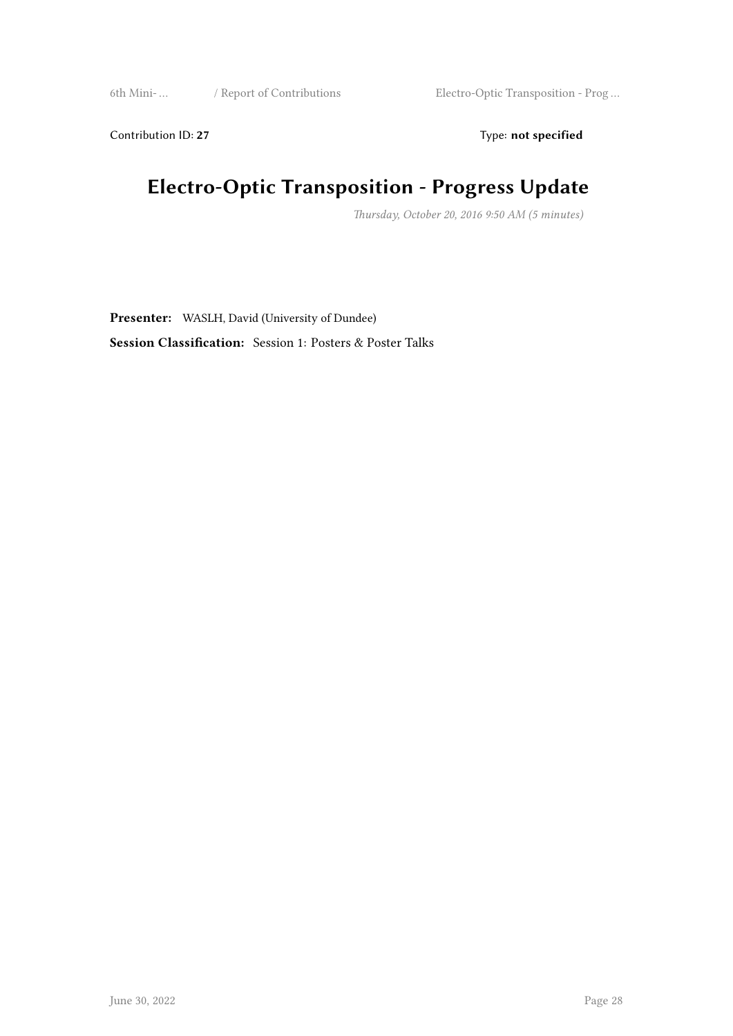Contribution ID: **27** Type: **not specified**

# Electro-Optic Transposition - Progress Update

*Thursday, October 20, 2016 9:50 AM (5 minutes)*

**Presenter:** WASLH, David (University of Dundee)

**Session Classification:** Session 1: Posters & Poster Talks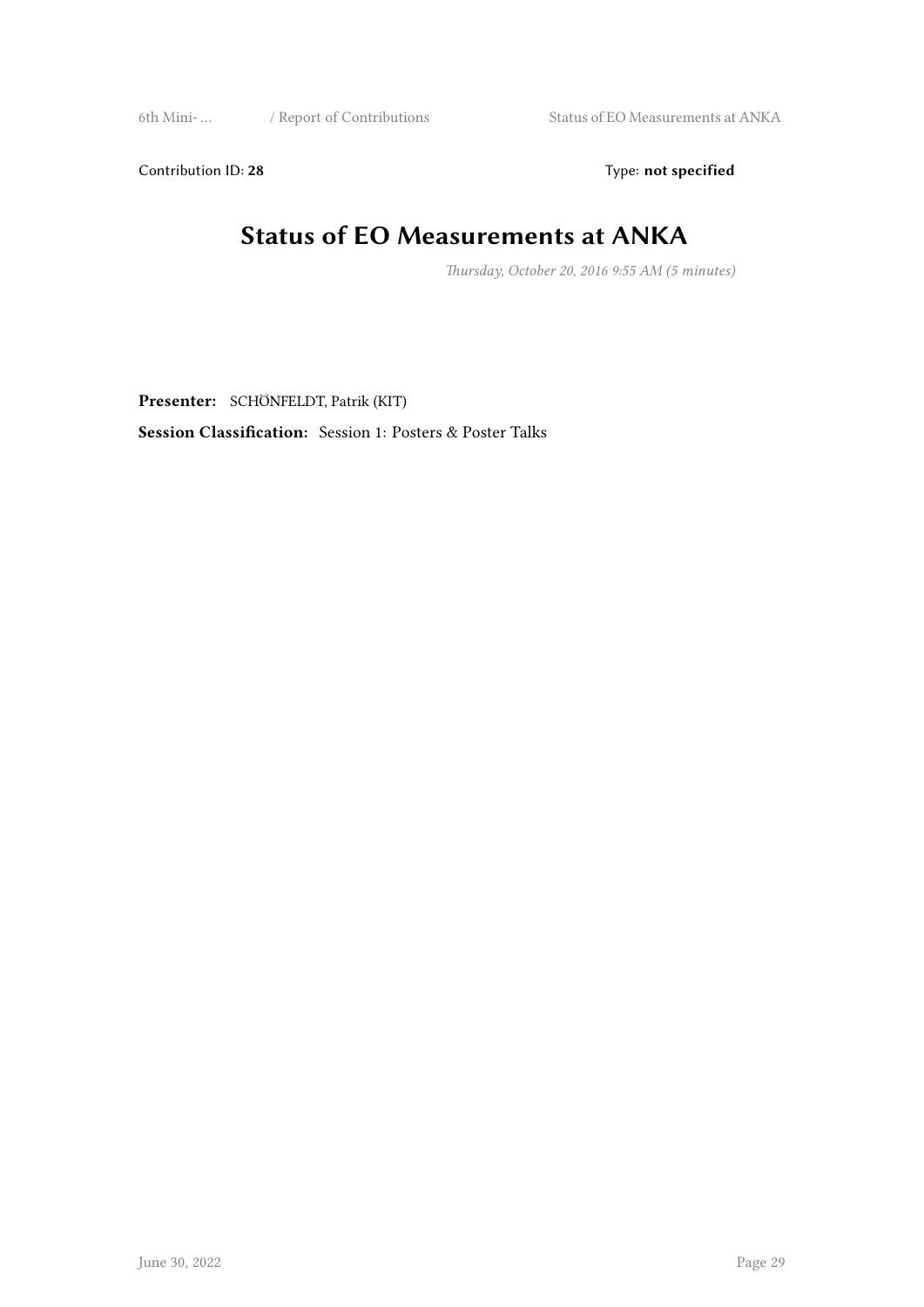Contribution ID: **28** Type: **not specified**

# Status of EO Measurements at ANKA

*Thursday, October 20, 2016 9:55 AM (5 minutes)*

**Presenter:** SCHÖNFELDT, Patrik (KIT)

**Session Classification:** Session 1: Posters & Poster Talks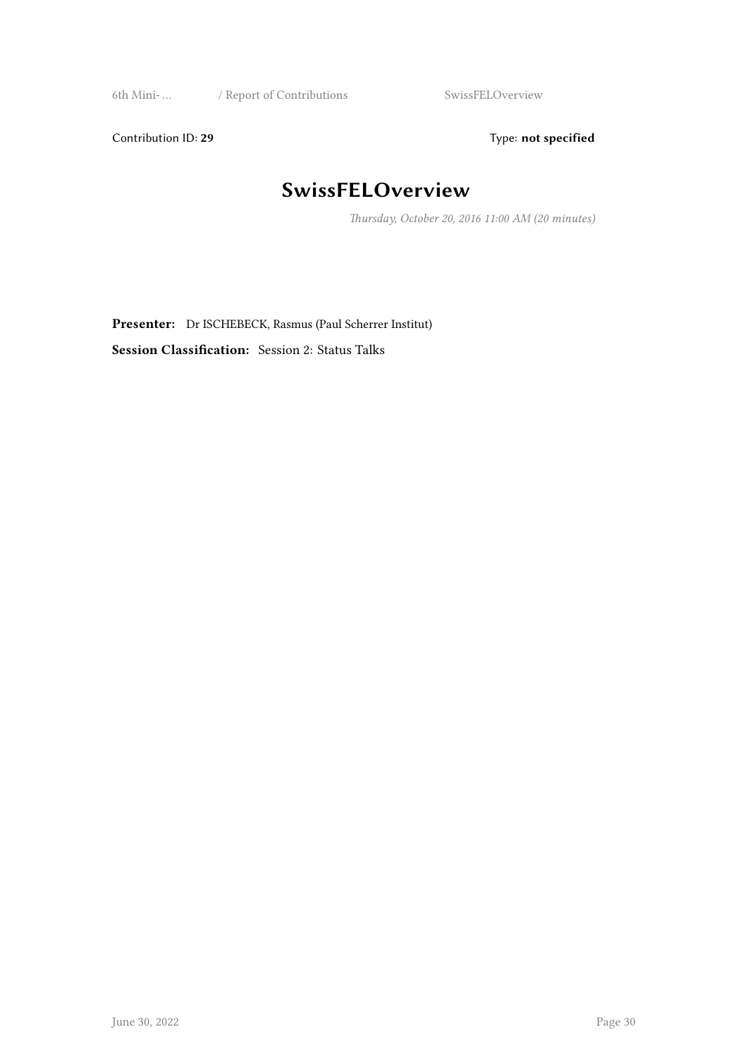Contribution ID: **29** Type: **not specified**

# SwissFELOverview

*Thursday, October 20, 2016 11:00 AM (20 minutes)*

**Presenter:** Dr ISCHEBECK, Rasmus (Paul Scherrer Institut)

**Session Classification:** Session 2: Status Talks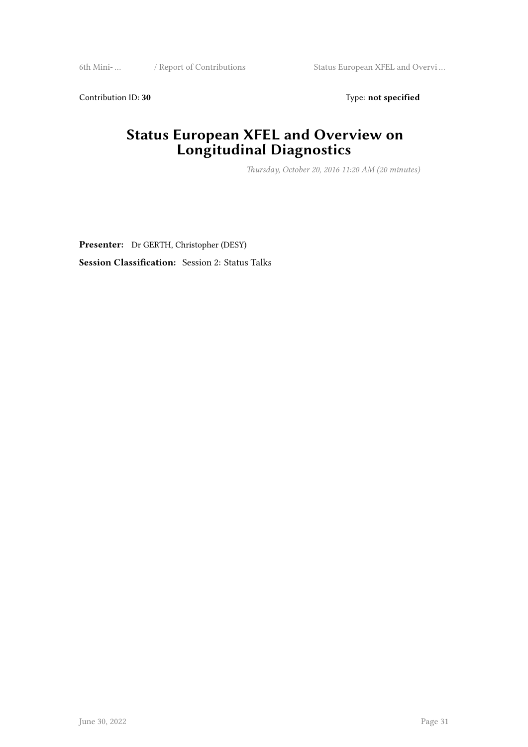Contribution ID: **30** Type: **not specified**

# Status European XFEL and Overview on Longitudinal Diagnostics

*Thursday, October 20, 2016 11:20 AM (20 minutes)*

**Presenter:** Dr GERTH, Christopher (DESY)

**Session Classification:** Session 2: Status Talks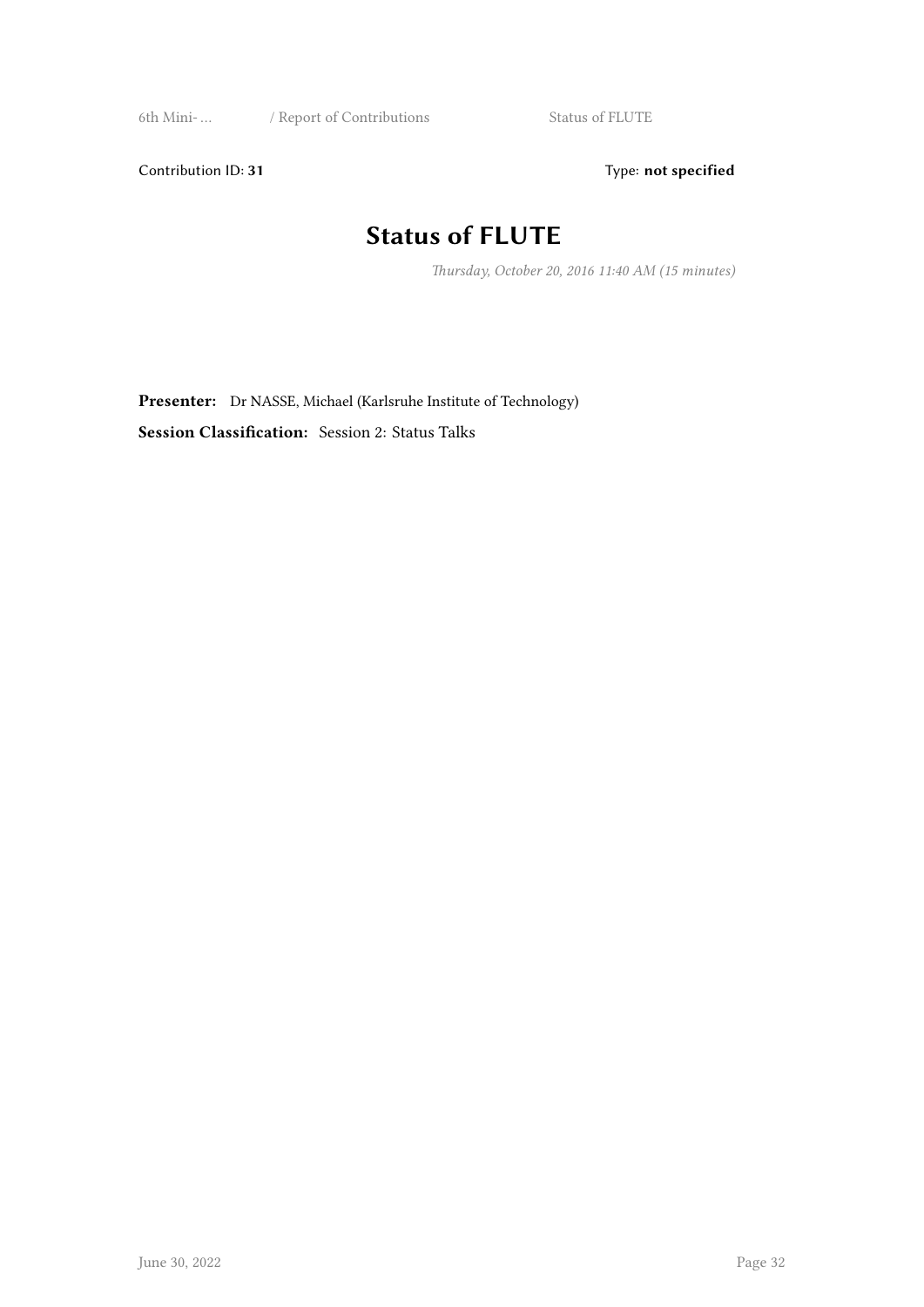Contribution ID: **31** Type: **not specified**

# Status of FLUTE

*Thursday, October 20, 2016 11:40 AM (15 minutes)*

**Presenter:** Dr NASSE, Michael (Karlsruhe Institute of Technology)

**Session Classification:** Session 2: Status Talks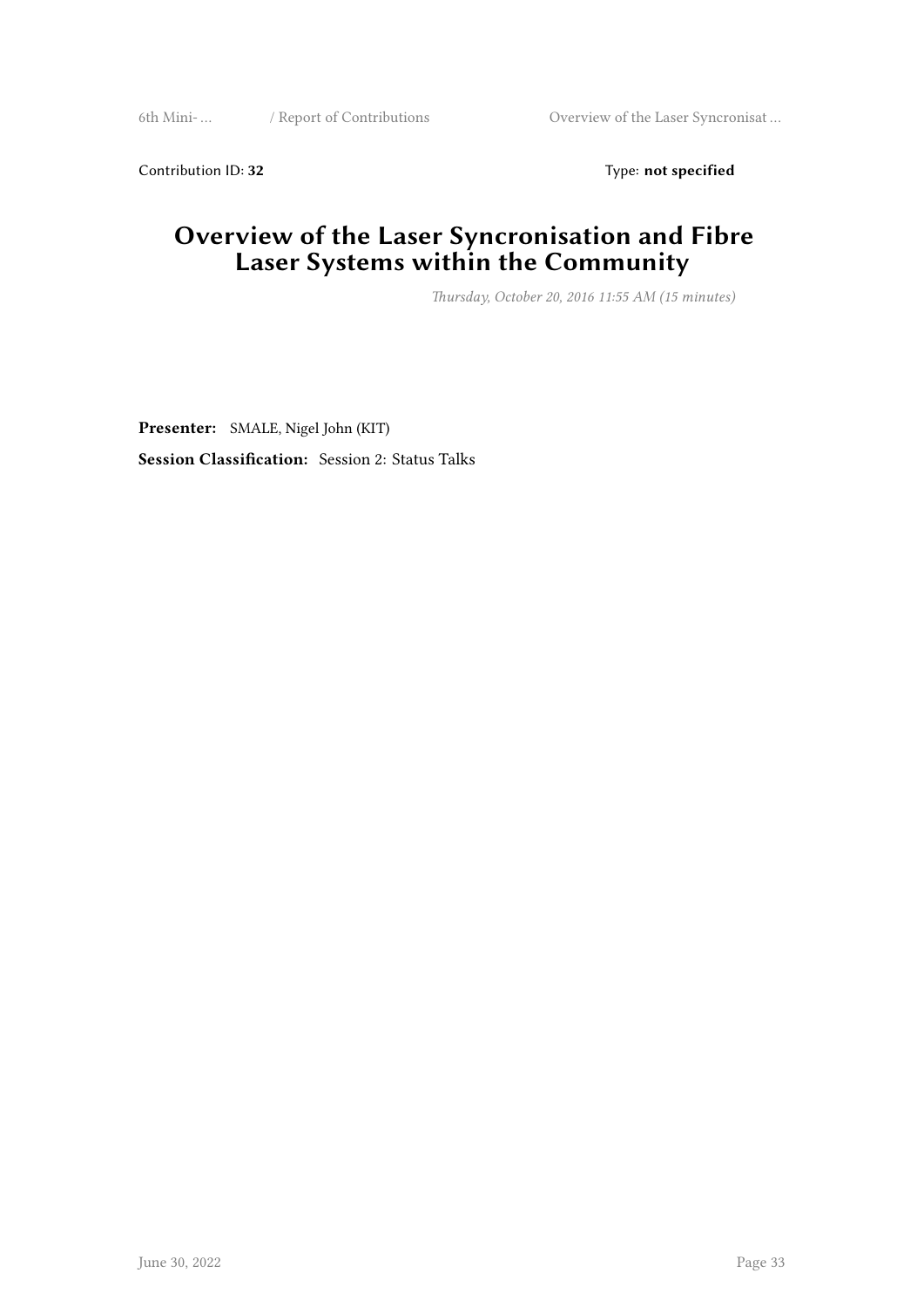Contribution ID: **32** Type: **not specified**

# Overview of the Laser Syncronisation and Fibre Laser Systems within the Community

*Thursday, October 20, 2016 11:55 AM (15 minutes)*

**Presenter:** SMALE, Nigel John (KIT)

**Session Classification:** Session 2: Status Talks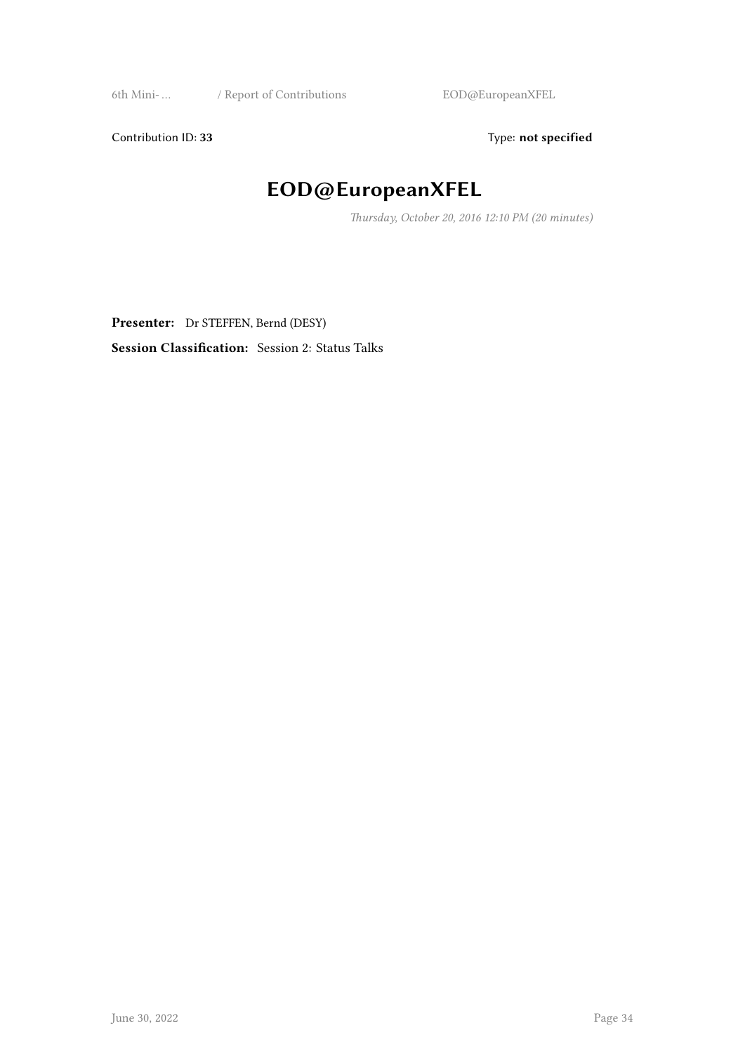Contribution ID: **33** Type: **not specified**

# EOD@EuropeanXFEL

*Thursday, October 20, 2016 12:10 PM (20 minutes)*

**Presenter:** Dr STEFFEN, Bernd (DESY)

**Session Classification:** Session 2: Status Talks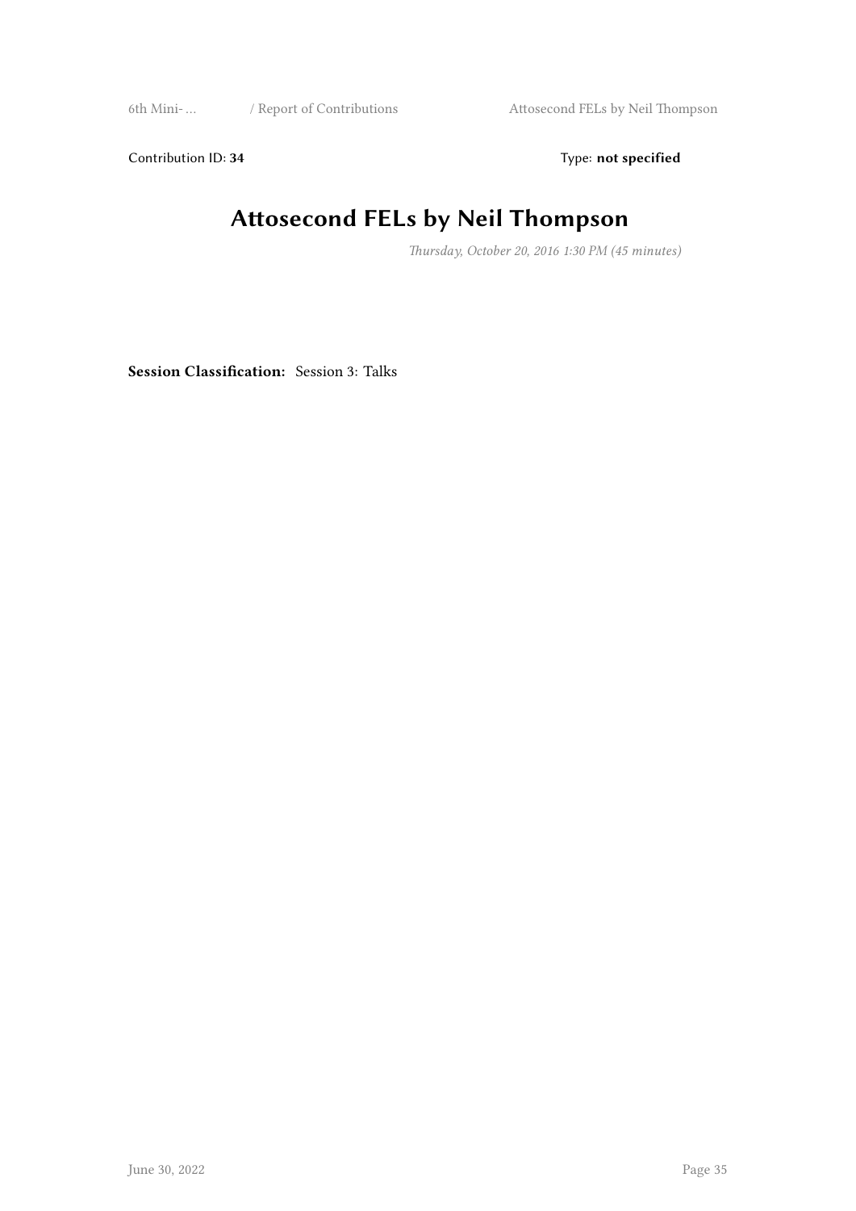Contribution ID: **34** Type: **not specified**

# Attosecond FELs by Neil Thompson

*Thursday, October 20, 2016 1:30 PM (45 minutes)*

**Session Classification:** Session 3: Talks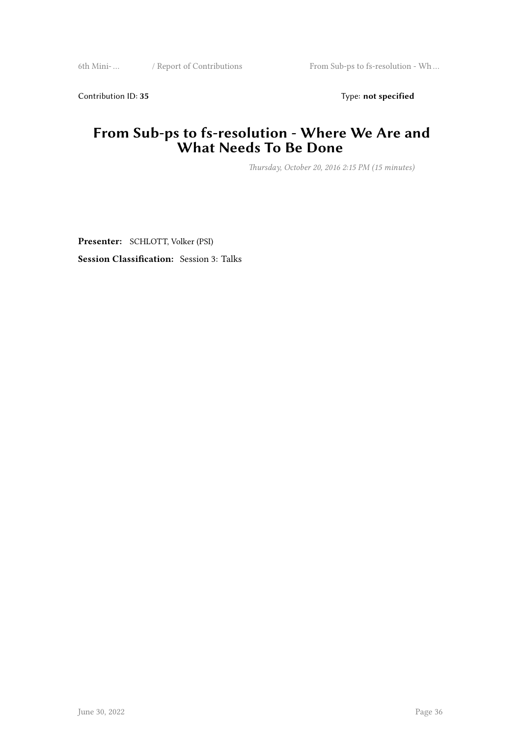Contribution ID: **35** Type: **not specified**

# From Sub-ps to fs-resolution - Where We Are and What Needs To Be Done

*Thursday, October 20, 2016 2:15 PM (15 minutes)*

**Presenter:** SCHLOTT, Volker (PSI)

**Session Classification:** Session 3: Talks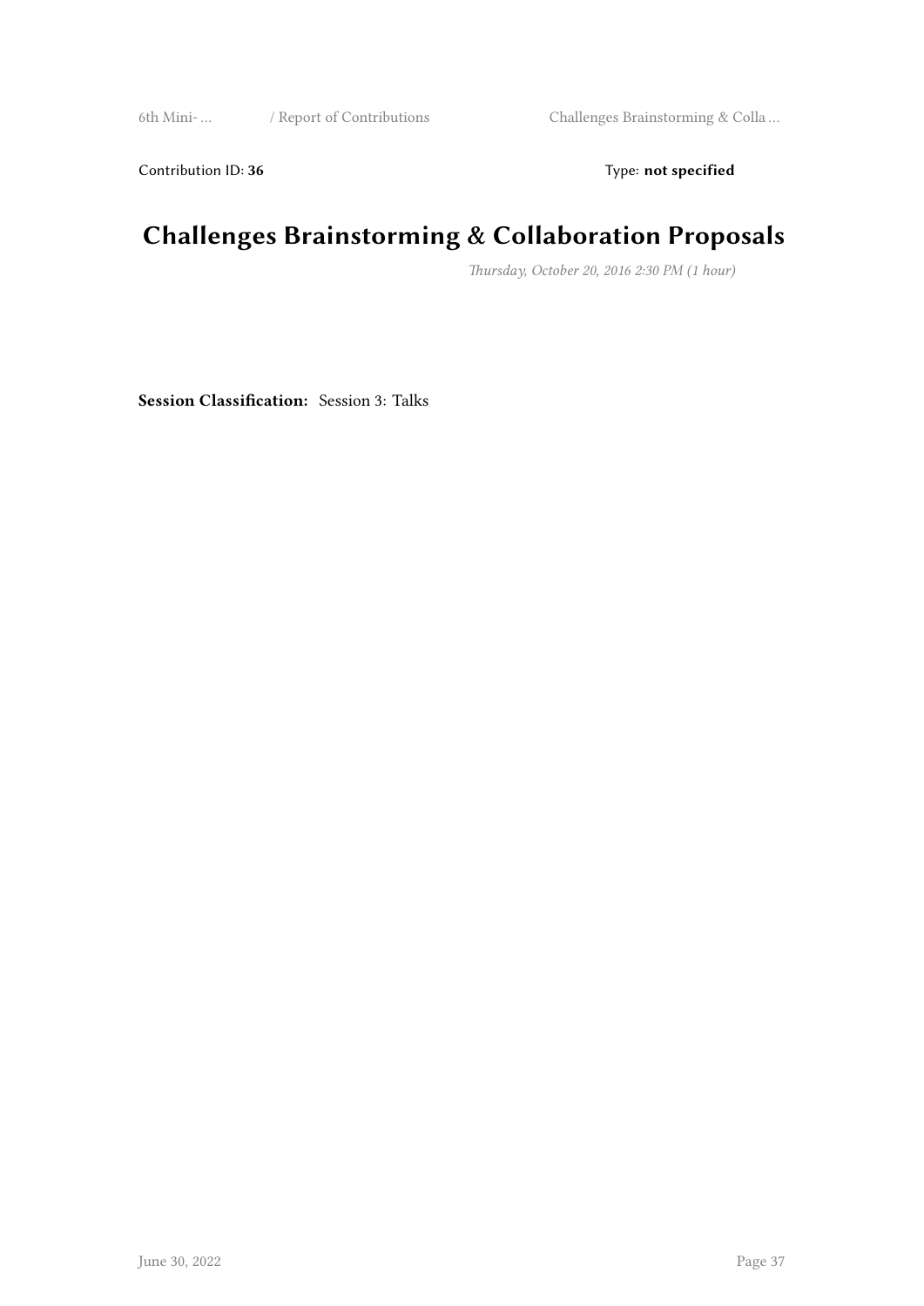Contribution ID: **36** Type: **not specified**

# Challenges Brainstorming & Collaboration Proposals

*Thursday, October 20, 2016 2:30 PM (1 hour)*

**Session Classification:** Session 3: Talks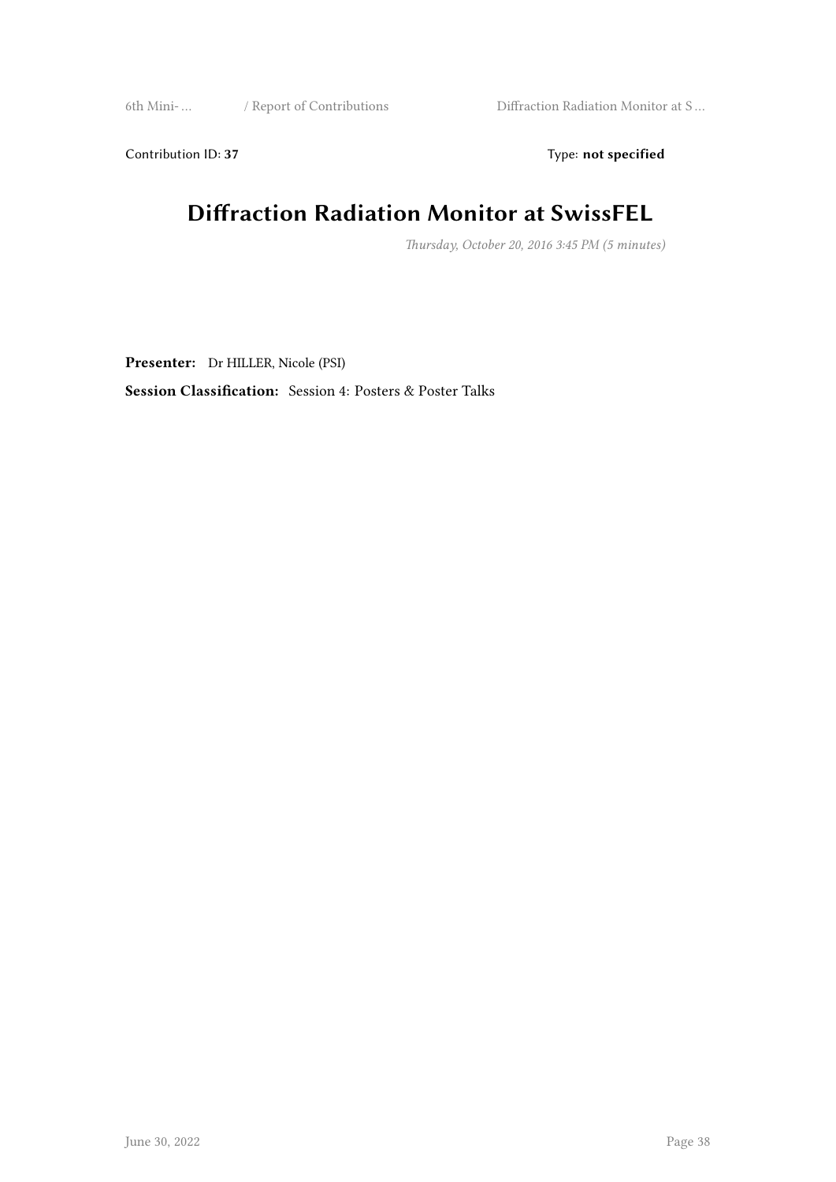Contribution ID: **37** Type: **not specified**

# Diffraction Radiation Monitor at SwissFEL

*Thursday, October 20, 2016 3:45 PM (5 minutes)*

**Presenter:** Dr HILLER, Nicole (PSI)

**Session Classification:** Session 4: Posters & Poster Talks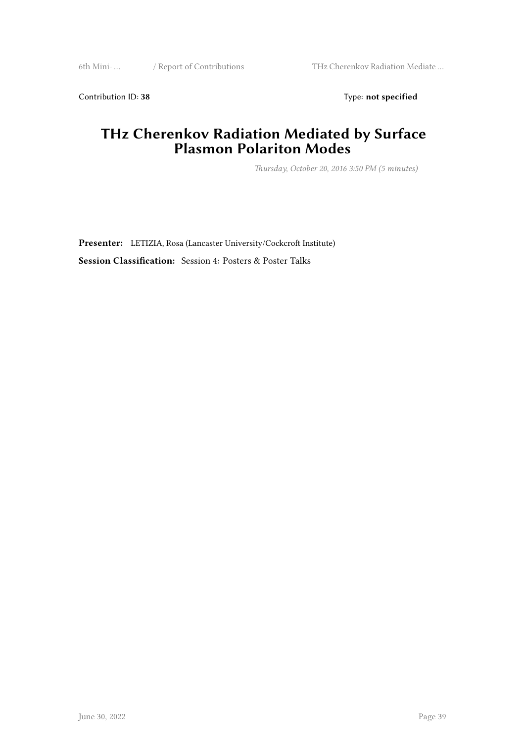Contribution ID: **38** Type: **not specified**

# THz Cherenkov Radiation Mediated by Surface Plasmon Polariton Modes

*Thursday, October 20, 2016 3:50 PM (5 minutes)*

**Presenter:** LETIZIA, Rosa (Lancaster University/Cockcroft Institute)

**Session Classification:** Session 4: Posters & Poster Talks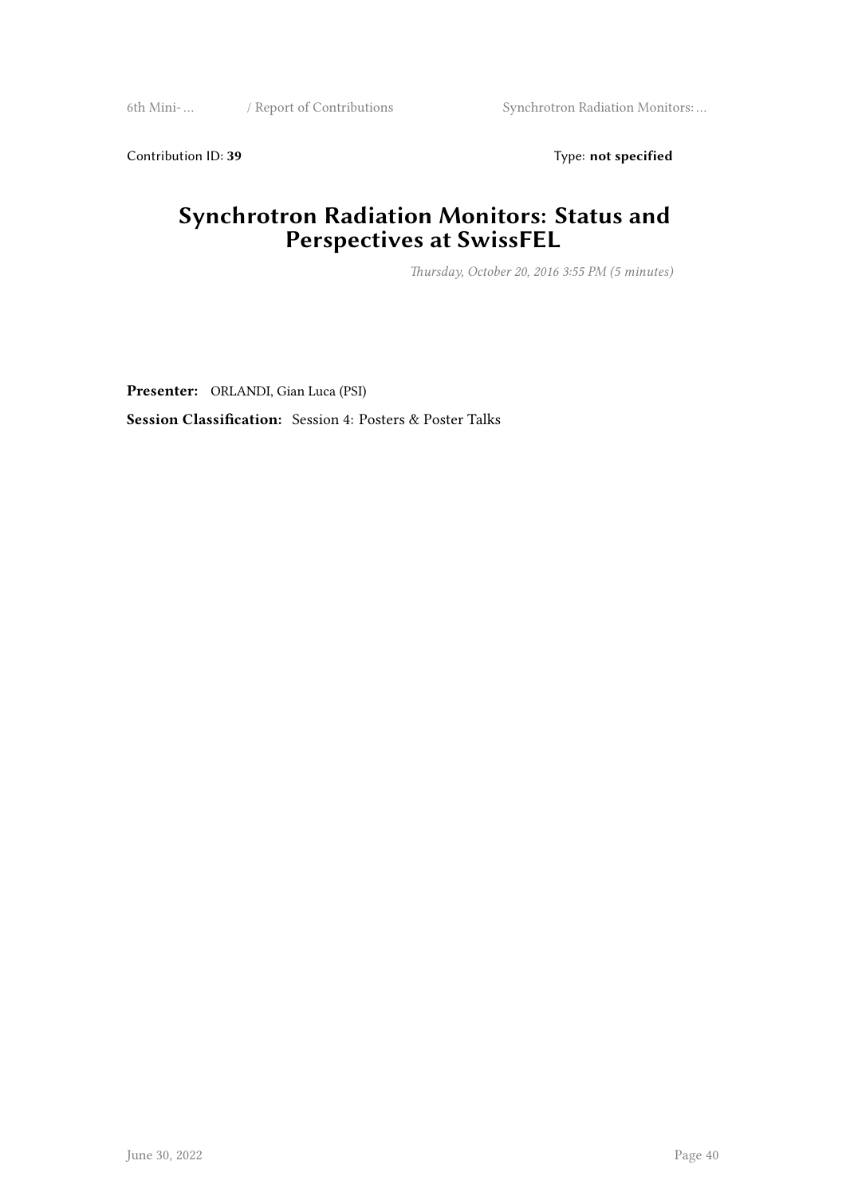Contribution ID: **39** Type: **not specified**

# Synchrotron Radiation Monitors: Status and Perspectives at SwissFEL

*Thursday, October 20, 2016 3:55 PM (5 minutes)*

**Presenter:** ORLANDI, Gian Luca (PSI)

**Session Classification:** Session 4: Posters & Poster Talks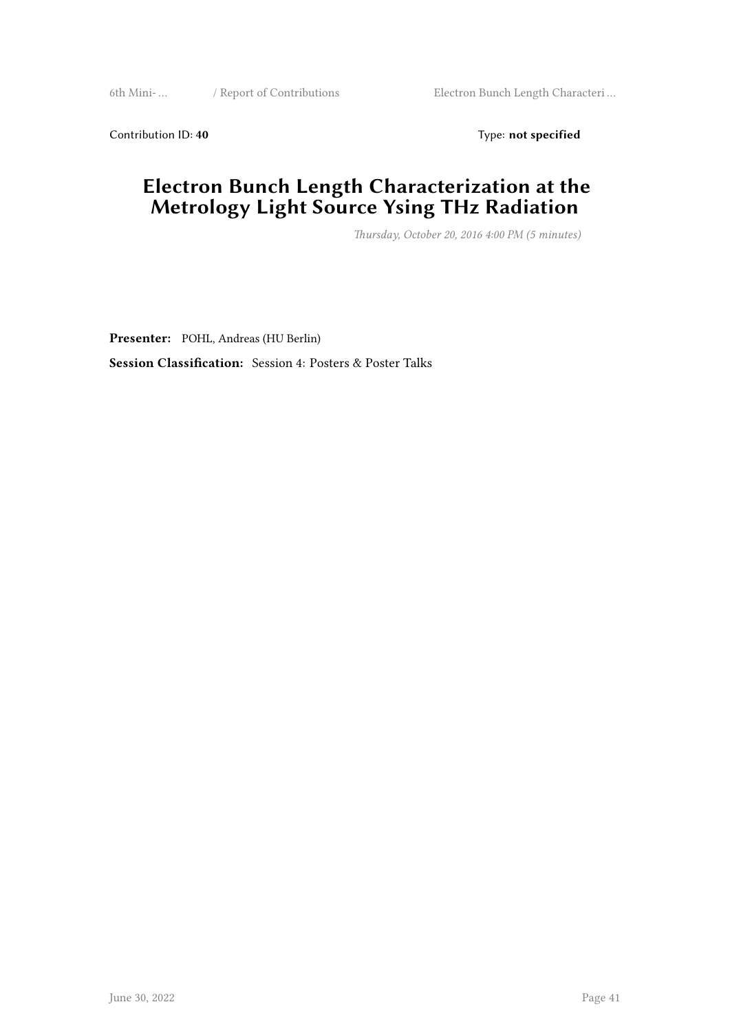Contribution ID: **40** Type: **not specified**

# Electron Bunch Length Characterization at the Metrology Light Source Ysing THz Radiation

*Thursday, October 20, 2016 4:00 PM (5 minutes)*

**Presenter:** POHL, Andreas (HU Berlin)

**Session Classification:** Session 4: Posters & Poster Talks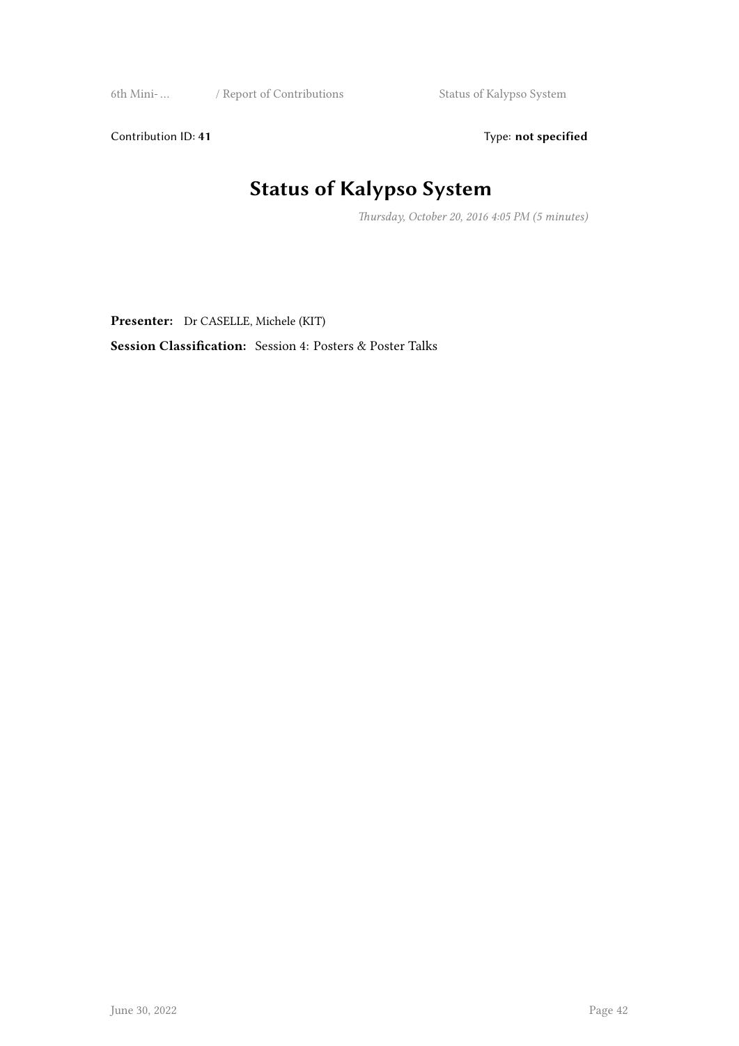Contribution ID: **41** Type: **not specified**

# Status of Kalypso System

*Thursday, October 20, 2016 4:05 PM (5 minutes)*

**Presenter:** Dr CASELLE, Michele (KIT)

**Session Classification:** Session 4: Posters & Poster Talks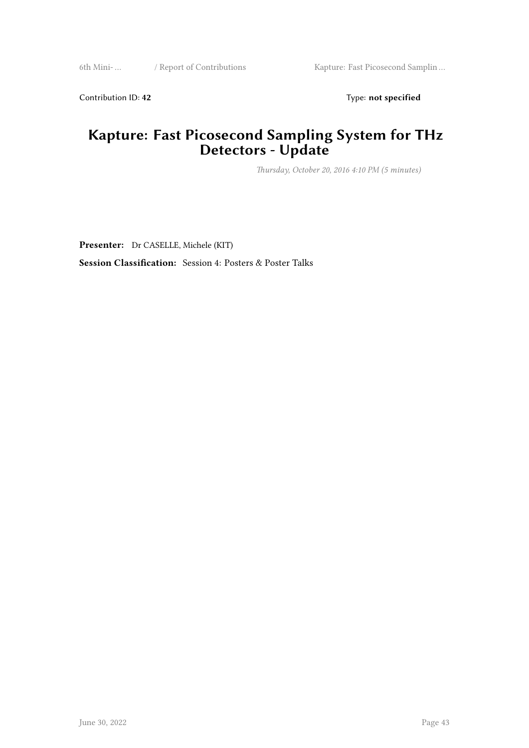Contribution ID: **42** Type: **not specified**

# Kapture: Fast Picosecond Sampling System for THz Detectors - Update

*Thursday, October 20, 2016 4:10 PM (5 minutes)*

**Presenter:** Dr CASELLE, Michele (KIT)

**Session Classification:** Session 4: Posters & Poster Talks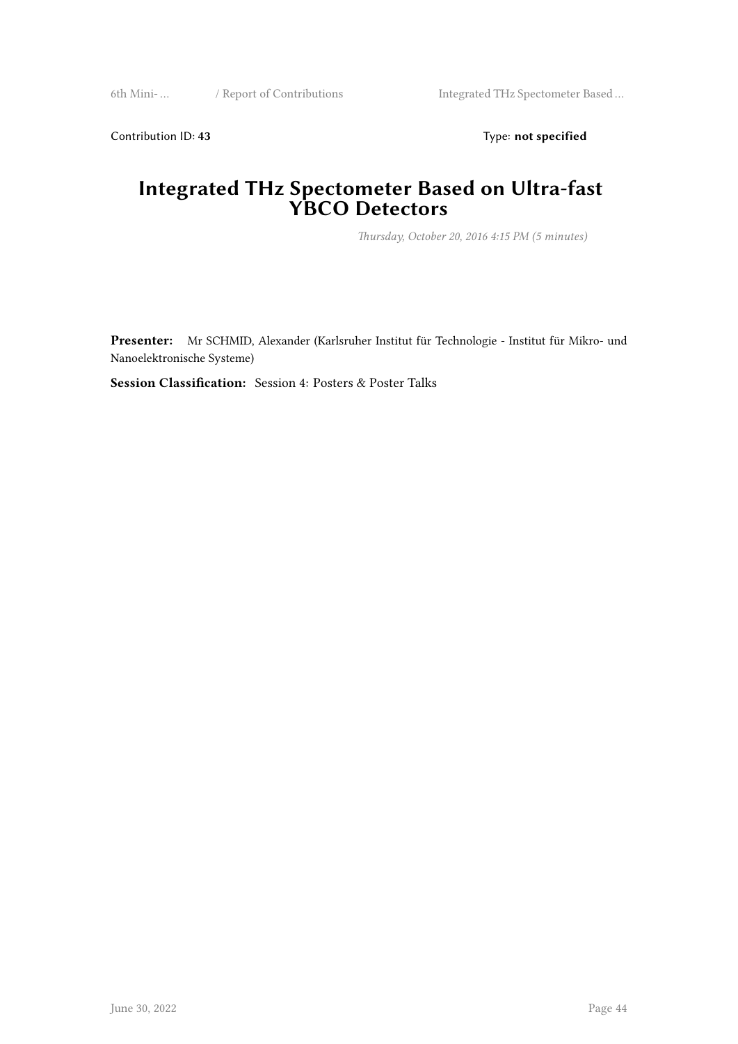Contribution ID: **43** Type: **not specified**

# Integrated THz Spectometer Based on Ultra-fast YBCO Detectors

*Thursday, October 20, 2016 4:15 PM (5 minutes)*

**Presenter:** Mr SCHMID, Alexander (Karlsruher Institut für Technologie - Institut für Mikro- und Nanoelektronische Systeme)

**Session Classification:** Session 4: Posters & Poster Talks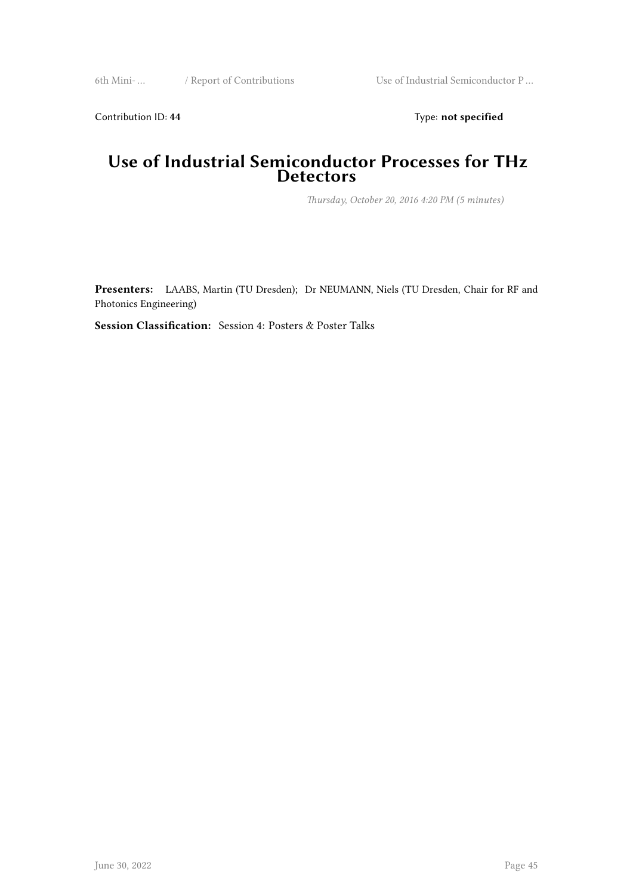Contribution ID: **44** Type: **not specified**

# Use of Industrial Semiconductor Processes for THz Detectors

*Thursday, October 20, 2016 4:20 PM (5 minutes)*

**Presenters:** LAABS, Martin (TU Dresden); Dr NEUMANN, Niels (TU Dresden, Chair for RF and Photonics Engineering)

**Session Classification:** Session 4: Posters & Poster Talks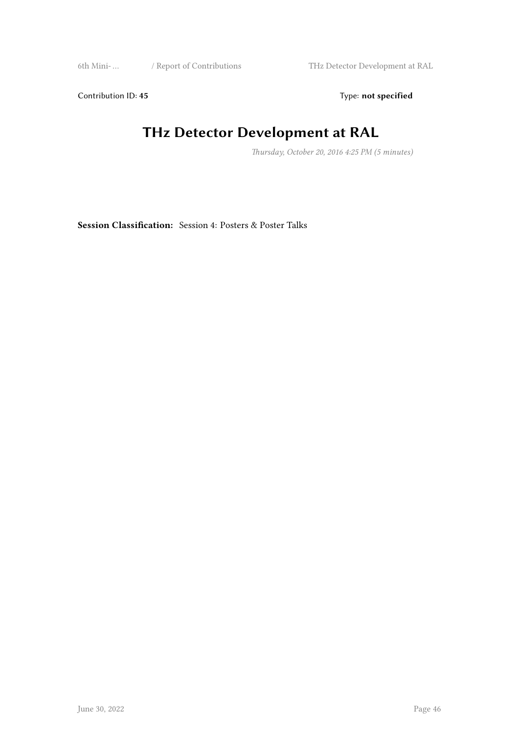Contribution ID: **45** Type: **not specified**

# THz Detector Development at RAL

*Thursday, October 20, 2016 4:25 PM (5 minutes)*

**Session Classification:** Session 4: Posters & Poster Talks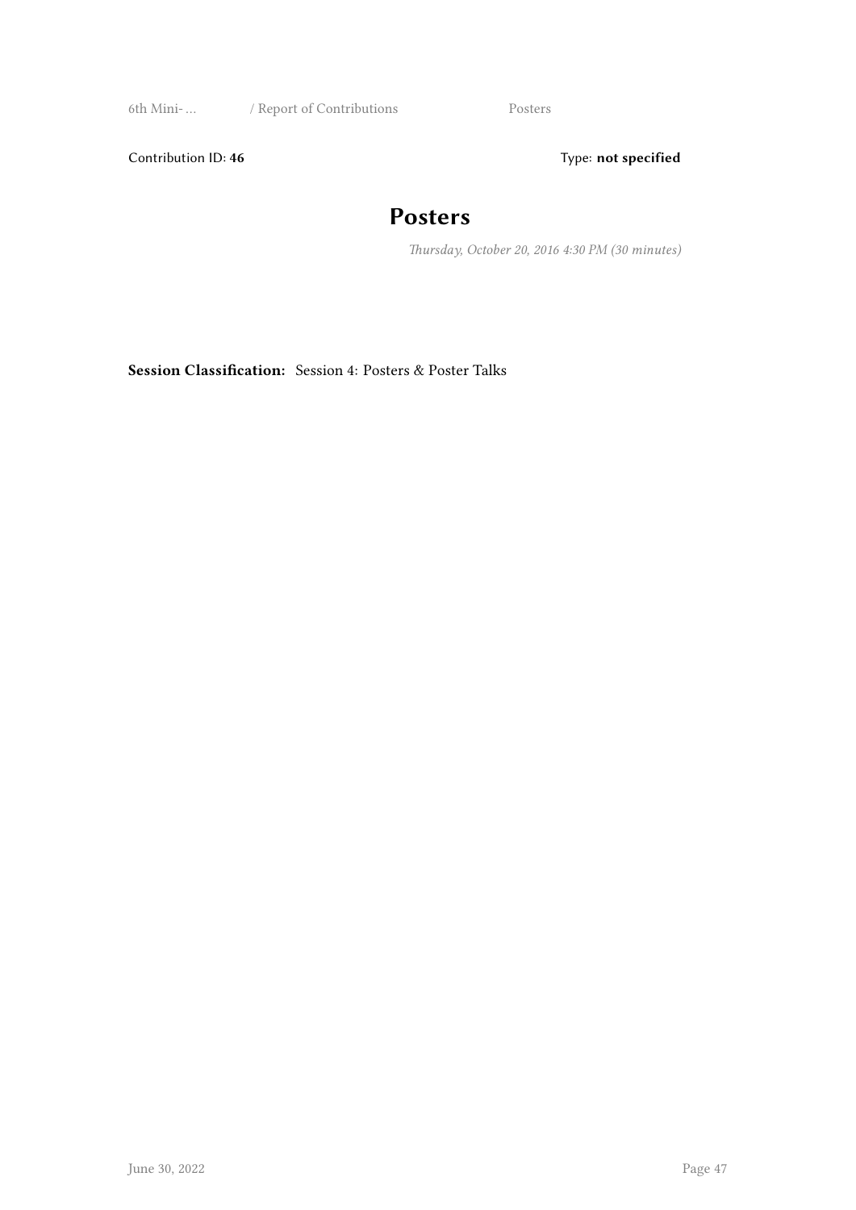Contribution ID: **46**

Type: **not specified**

# Posters

*Thursday, October 20, 2016 4:30 PM (30 minutes)*

**Session Classification:** Session 4: Posters & Poster Talks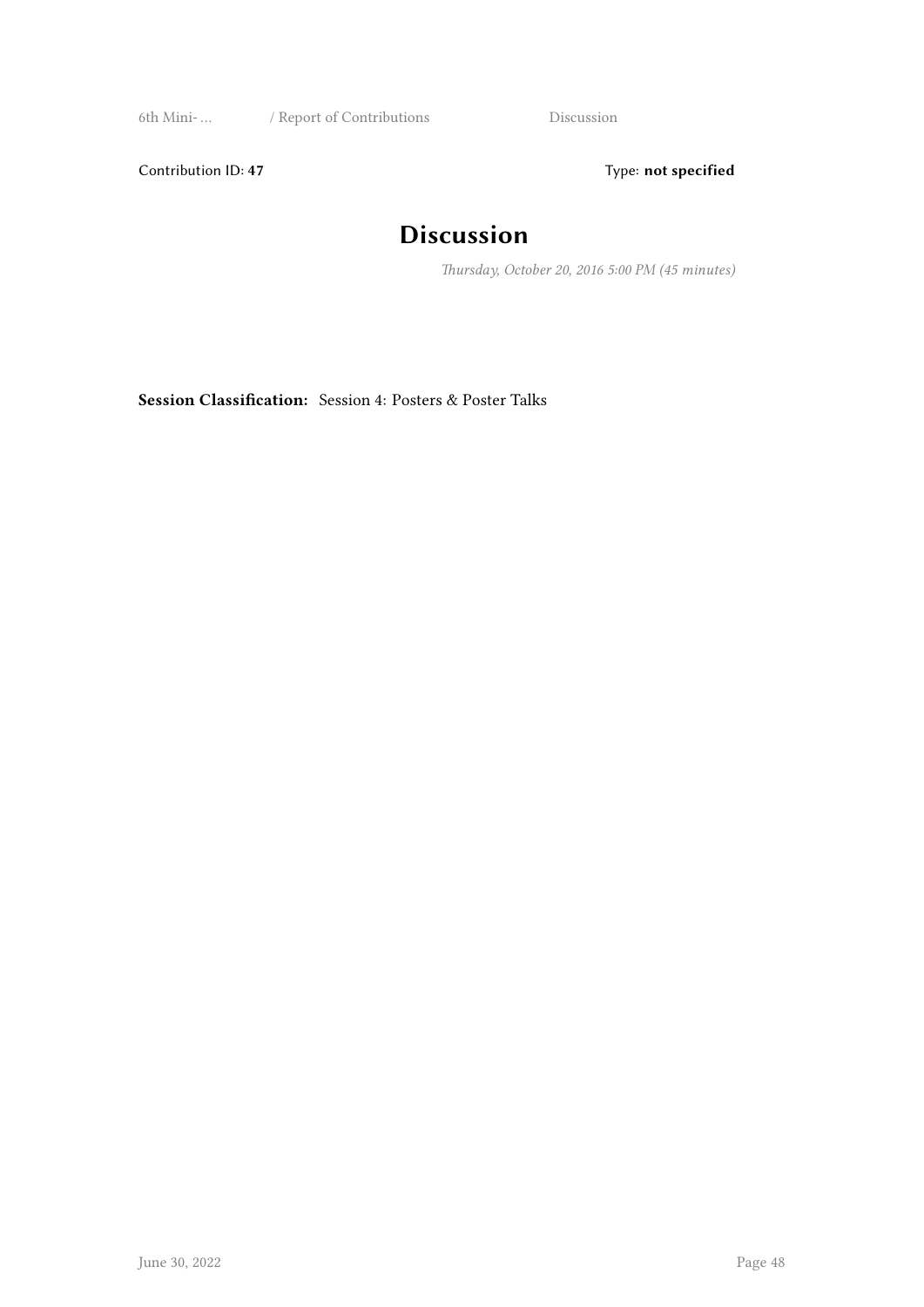Contribution ID: **47**

Type: **not specified**

# Discussion

*Thursday, October 20, 2016 5:00 PM (45 minutes)*

**Session Classification:** Session 4: Posters & Poster Talks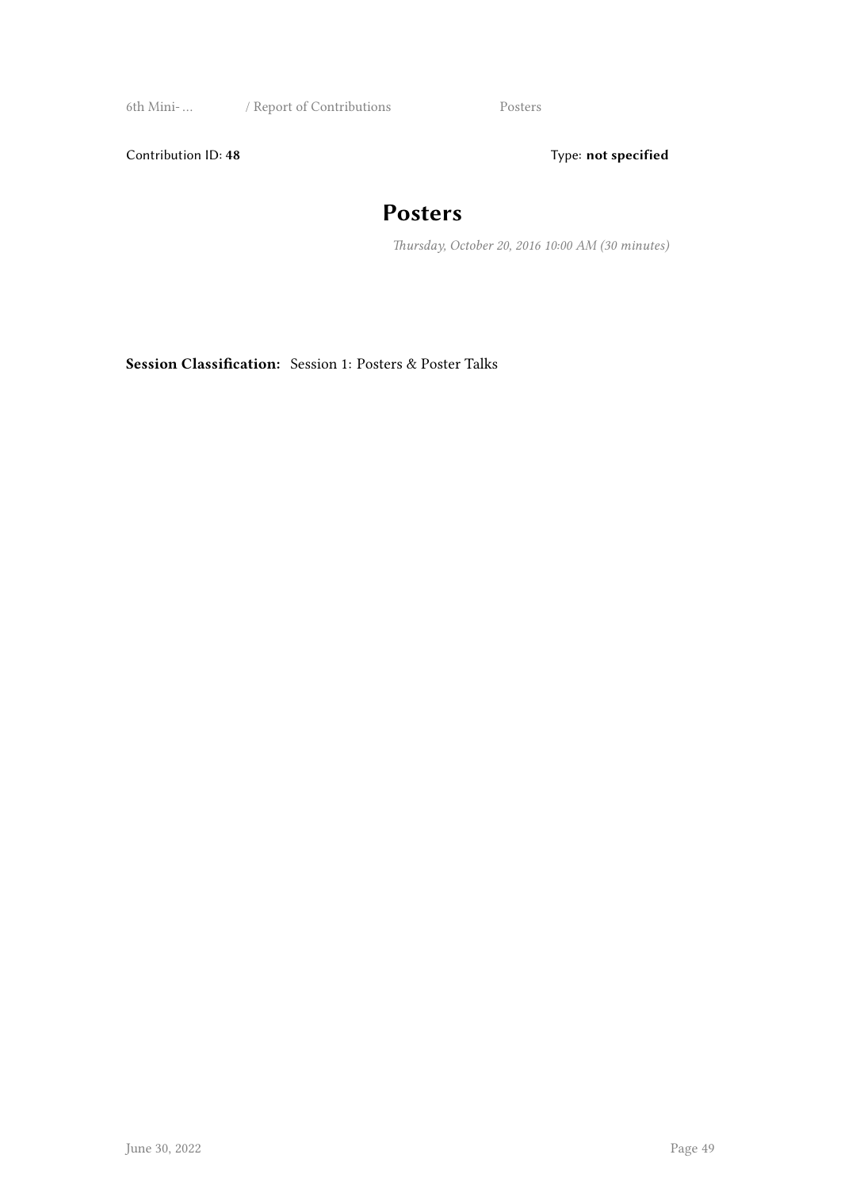Contribution ID: **48** Type: **not specified**

# Posters

*Thursday, October 20, 2016 10:00 AM (30 minutes)*

**Session Classification:** Session 1: Posters & Poster Talks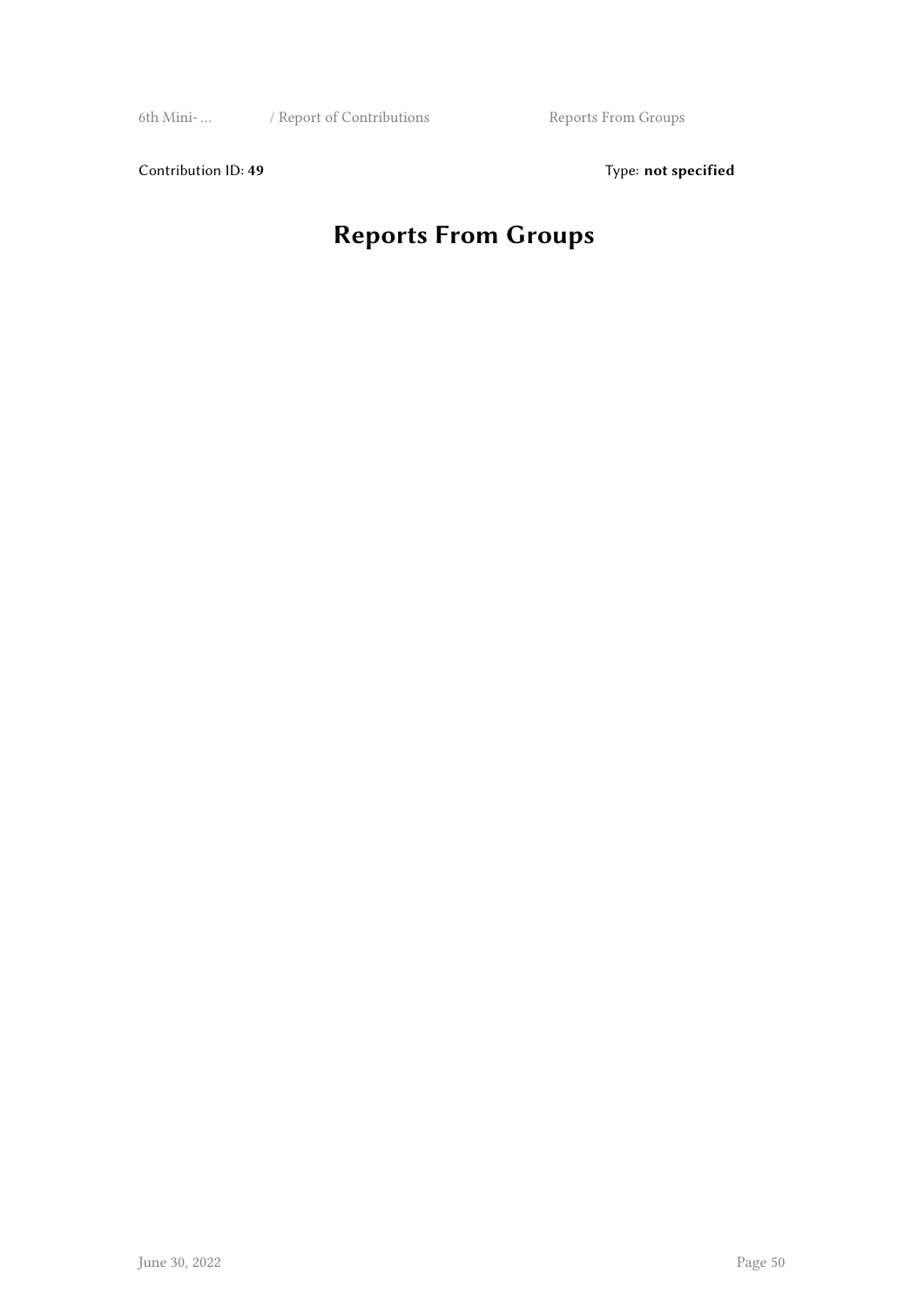Contribution ID: **49**  Type: **not specified**

# Reports From Groups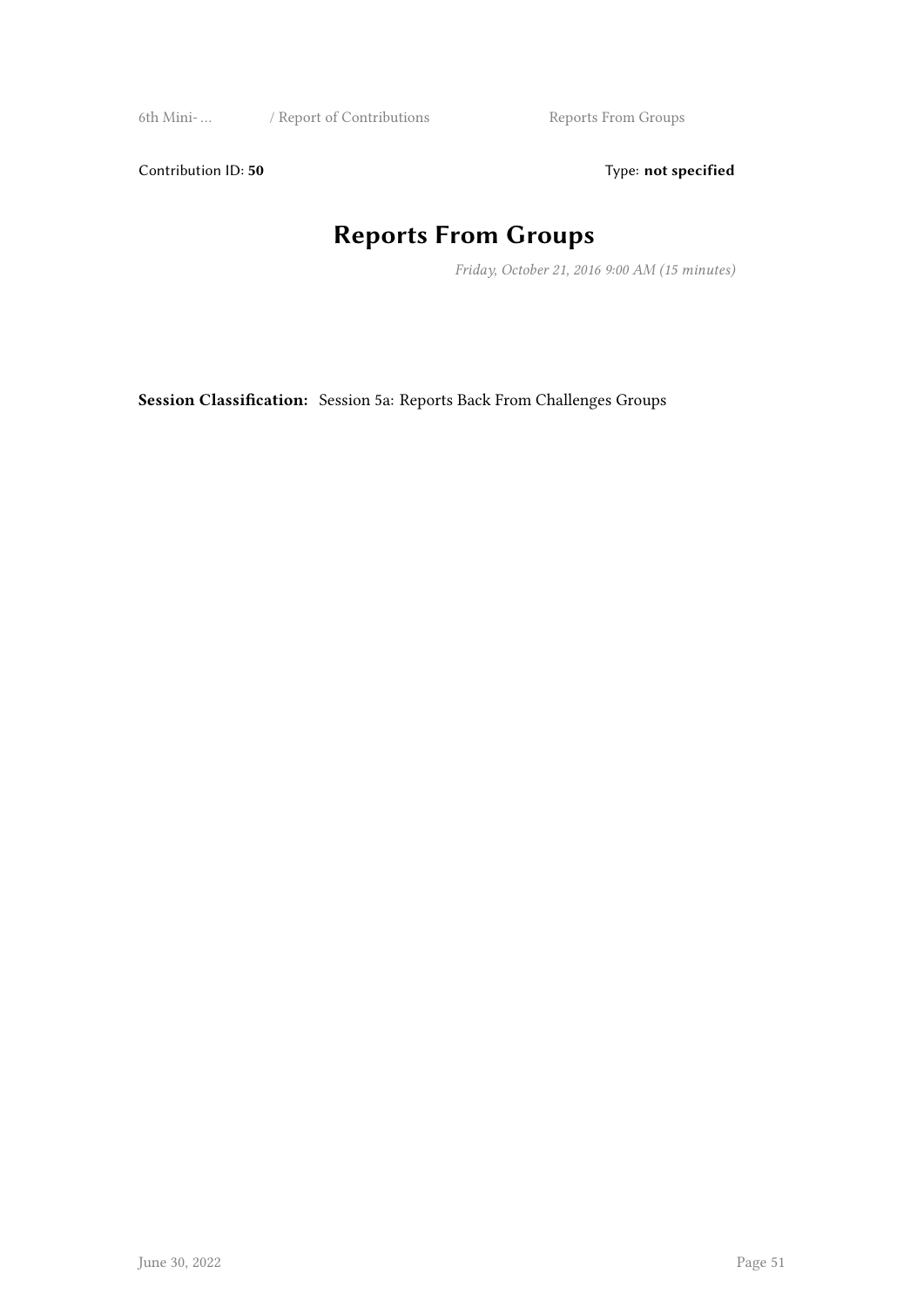Contribution ID: **50** Type: **not specified**

# Reports From Groups

*Friday, October 21, 2016 9:00 AM (15 minutes)*

**Session Classification:** Session 5a: Reports Back From Challenges Groups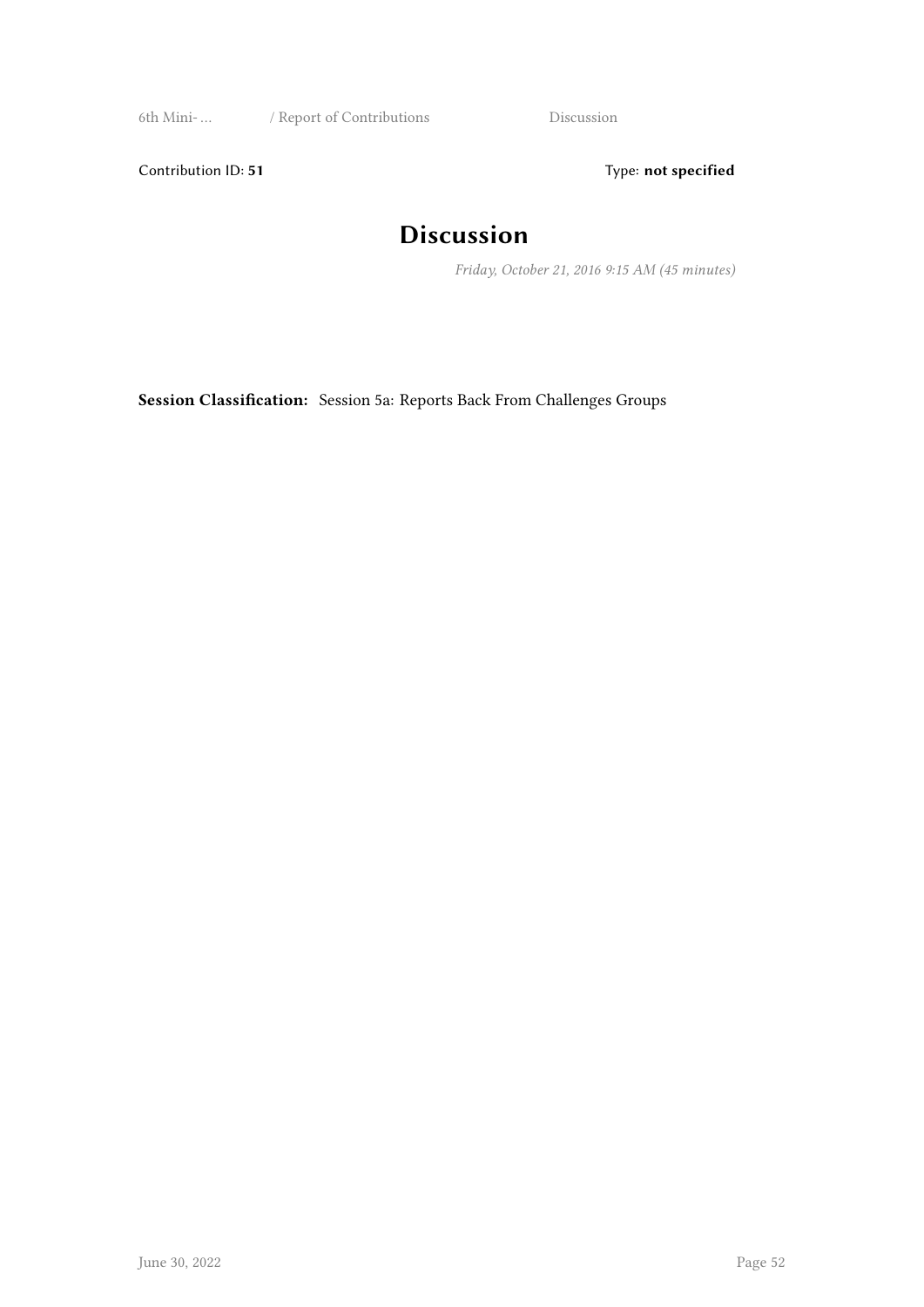Contribution ID: **51** Type: **not specified**

# Discussion

*Friday, October 21, 2016 9:15 AM (45 minutes)*

**Session Classification:** Session 5a: Reports Back From Challenges Groups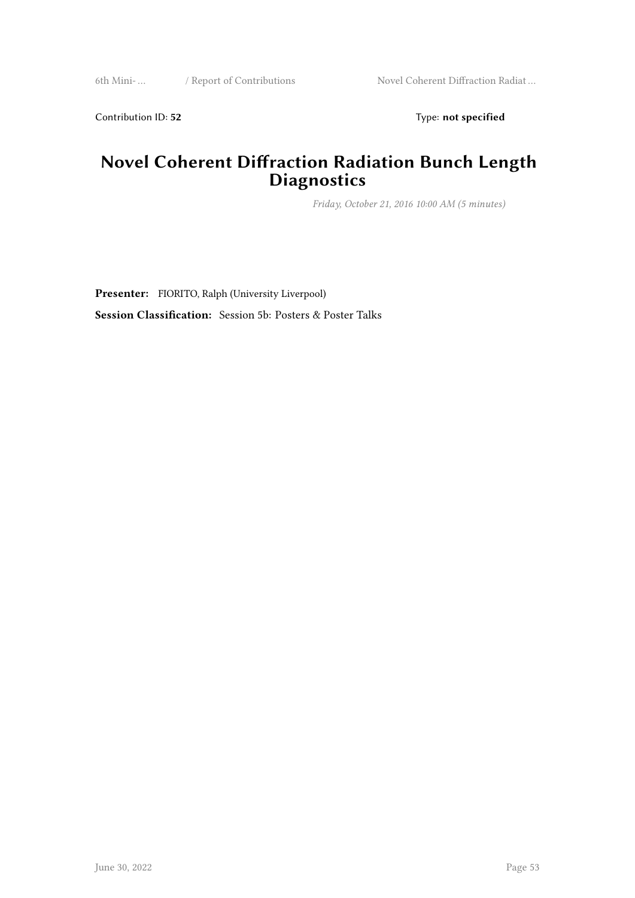Contribution ID: **52** Type: **not specified**

# Novel Coherent Diffraction Radiation Bunch Length Diagnostics

*Friday, October 21, 2016 10:00 AM (5 minutes)*

**Presenter:** FIORITO, Ralph (University Liverpool)

**Session Classification:** Session 5b: Posters & Poster Talks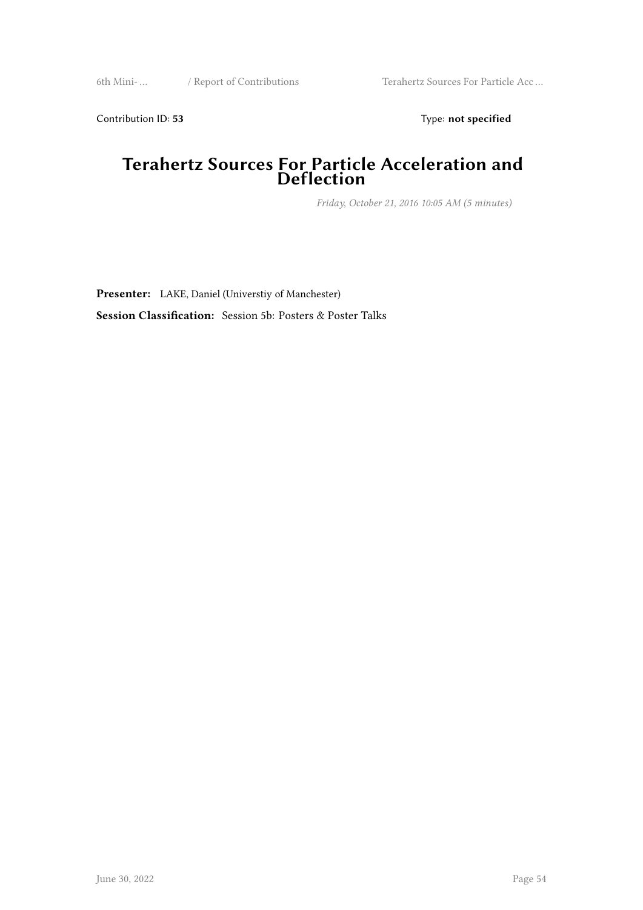Contribution ID: **53** Type: **not specified**

# Terahertz Sources For Particle Acceleration and Deflection

*Friday, October 21, 2016 10:05 AM (5 minutes)*

**Presenter:** LAKE, Daniel (Universtiy of Manchester)

**Session Classification:** Session 5b: Posters & Poster Talks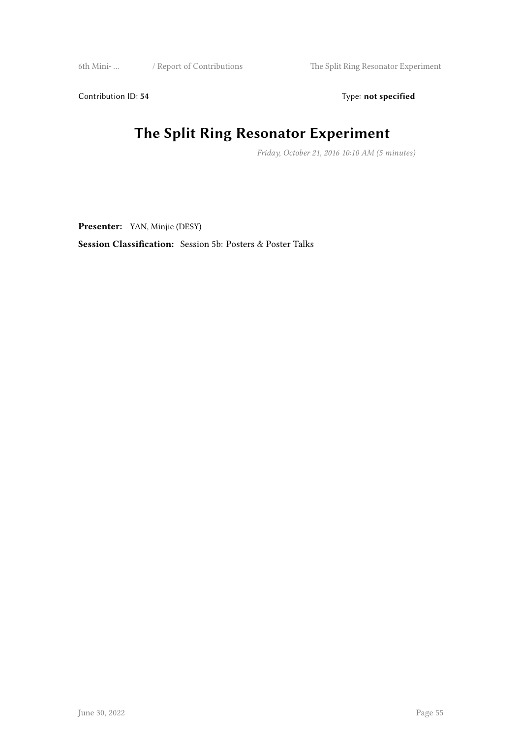Contribution ID: **54** Type: **not specified**

# The Split Ring Resonator Experiment

*Friday, October 21, 2016 10:10 AM (5 minutes)*

**Presenter:** YAN, Minjie (DESY)

**Session Classification:** Session 5b: Posters & Poster Talks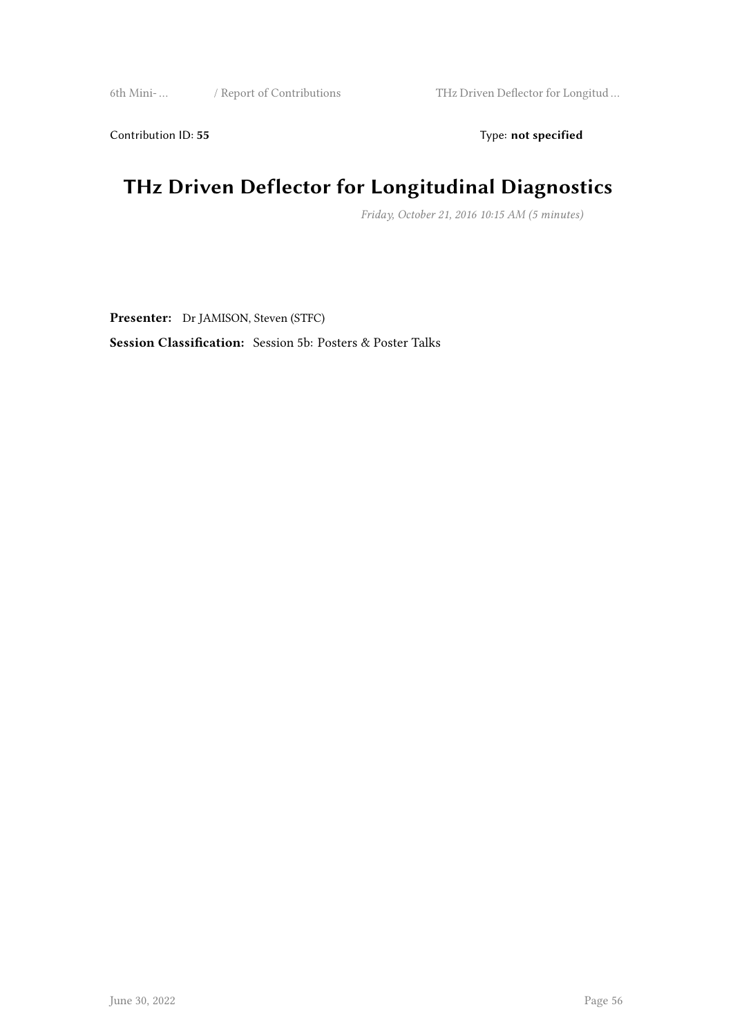Contribution ID: **55** Type: **not specified**

# THz Driven Deflector for Longitudinal Diagnostics

*Friday, October 21, 2016 10:15 AM (5 minutes)*

**Presenter:** Dr JAMISON, Steven (STFC)

**Session Classification:** Session 5b: Posters & Poster Talks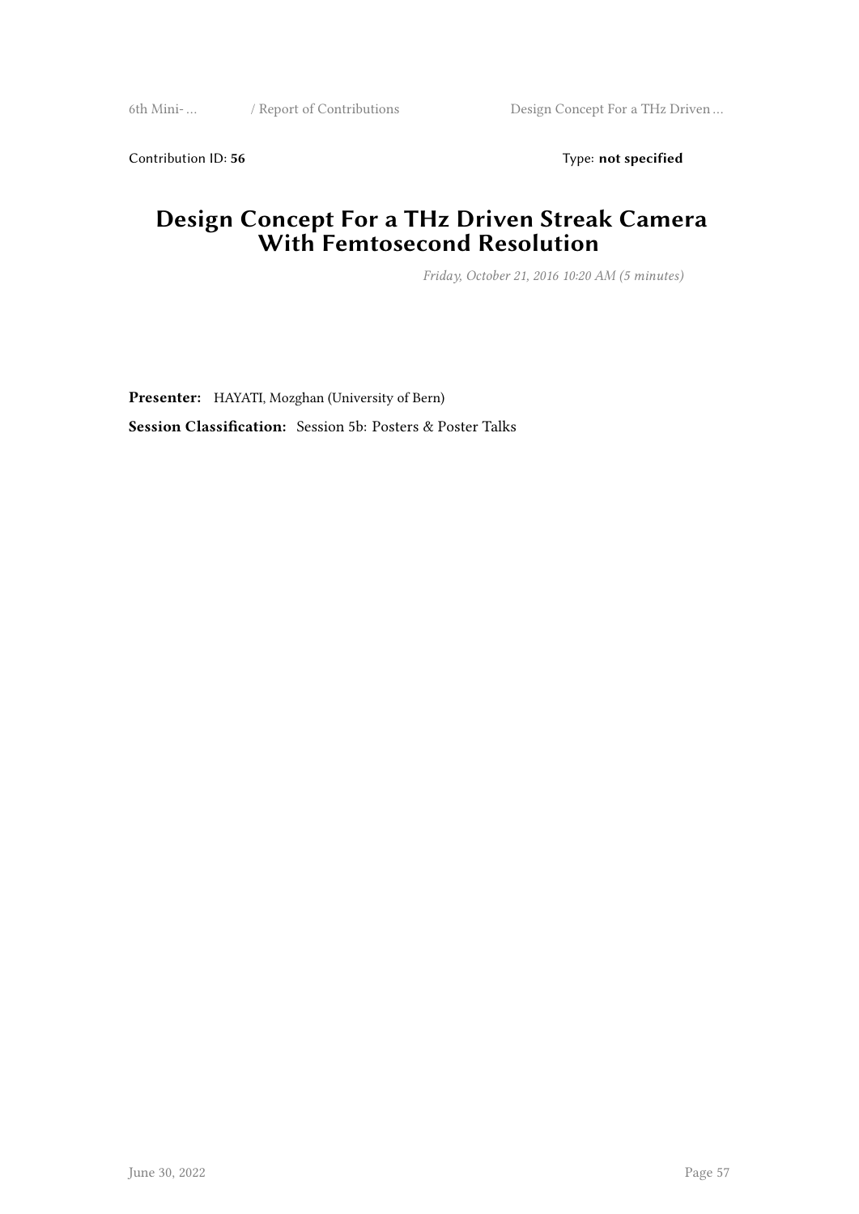Contribution ID: **56** Type: **not specified**

# Design Concept For a THz Driven Streak Camera With Femtosecond Resolution

*Friday, October 21, 2016 10:20 AM (5 minutes)*

**Presenter:** HAYATI, Mozghan (University of Bern)

**Session Classification:** Session 5b: Posters & Poster Talks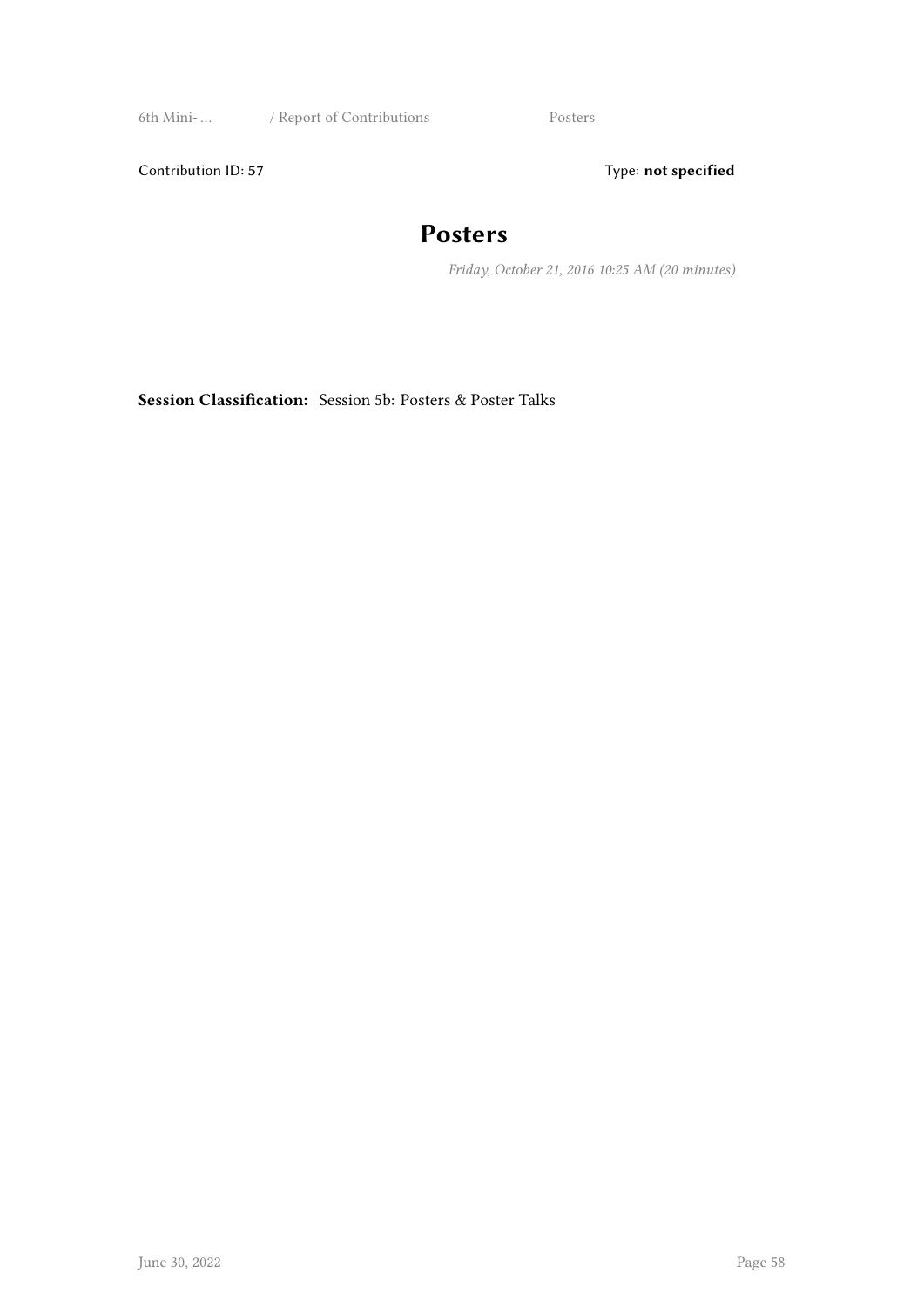Contribution ID: **57** Type: **not specified**

# Posters

*Friday, October 21, 2016 10:25 AM (20 minutes)*

**Session Classification:** Session 5b: Posters & Poster Talks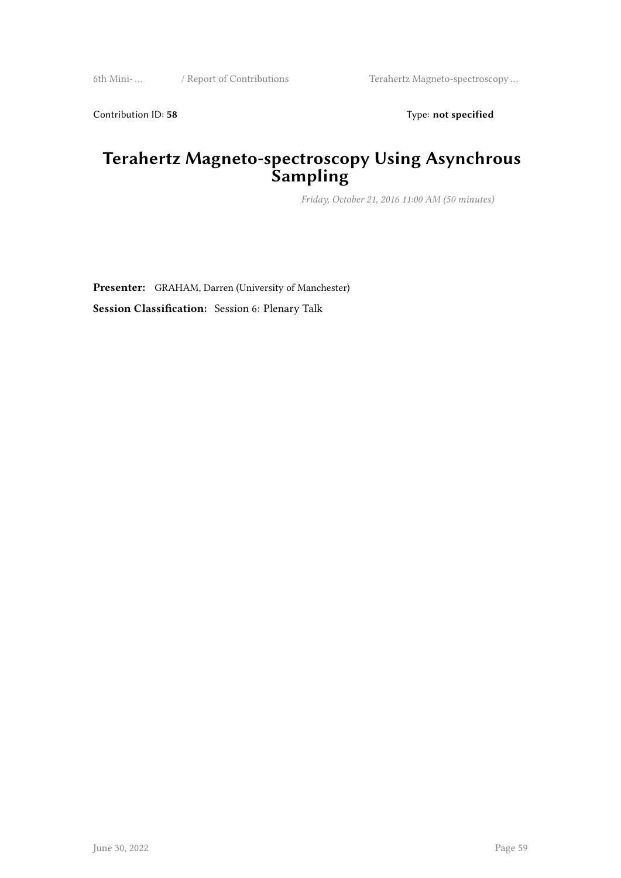Contribution ID: **58** Type: **not specified**

# Terahertz Magneto-spectroscopy Using Asynchrous Sampling

*Friday, October 21, 2016 11:00 AM (50 minutes)*

**Presenter:** GRAHAM, Darren (University of Manchester)

**Session Classification:** Session 6: Plenary Talk